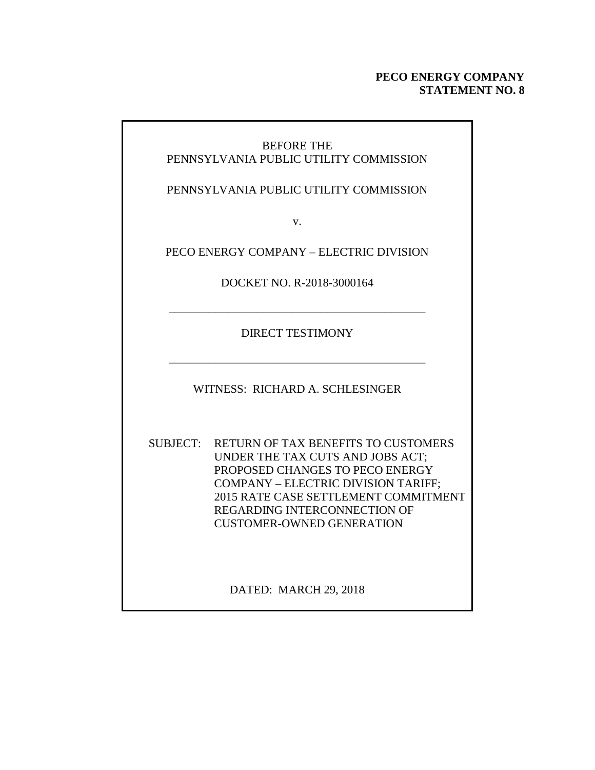**PECO ENERGY COMPANY**
**STATEMENT NO. 8**

BEFORE THE
PENNSYLVANIA PUBLIC UTILITY COMMISSION

PENNSYLVANIA PUBLIC UTILITY COMMISSION

v.

PECO ENERGY COMPANY – ELECTRIC DIVISION

DOCKET NO. R-2018-3000164

---

DIRECT TESTIMONY

---

WITNESS: RICHARD A. SCHLESINGER

SUBJECT: RETURN OF TAX BENEFITS TO CUSTOMERS UNDER THE TAX CUTS AND JOBS ACT; PROPOSED CHANGES TO PECO ENERGY COMPANY – ELECTRIC DIVISION TARIFF; 2015 RATE CASE SETTLEMENT COMMITMENT REGARDING INTERCONNECTION OF CUSTOMER-OWNED GENERATION

DATED: MARCH 29, 2018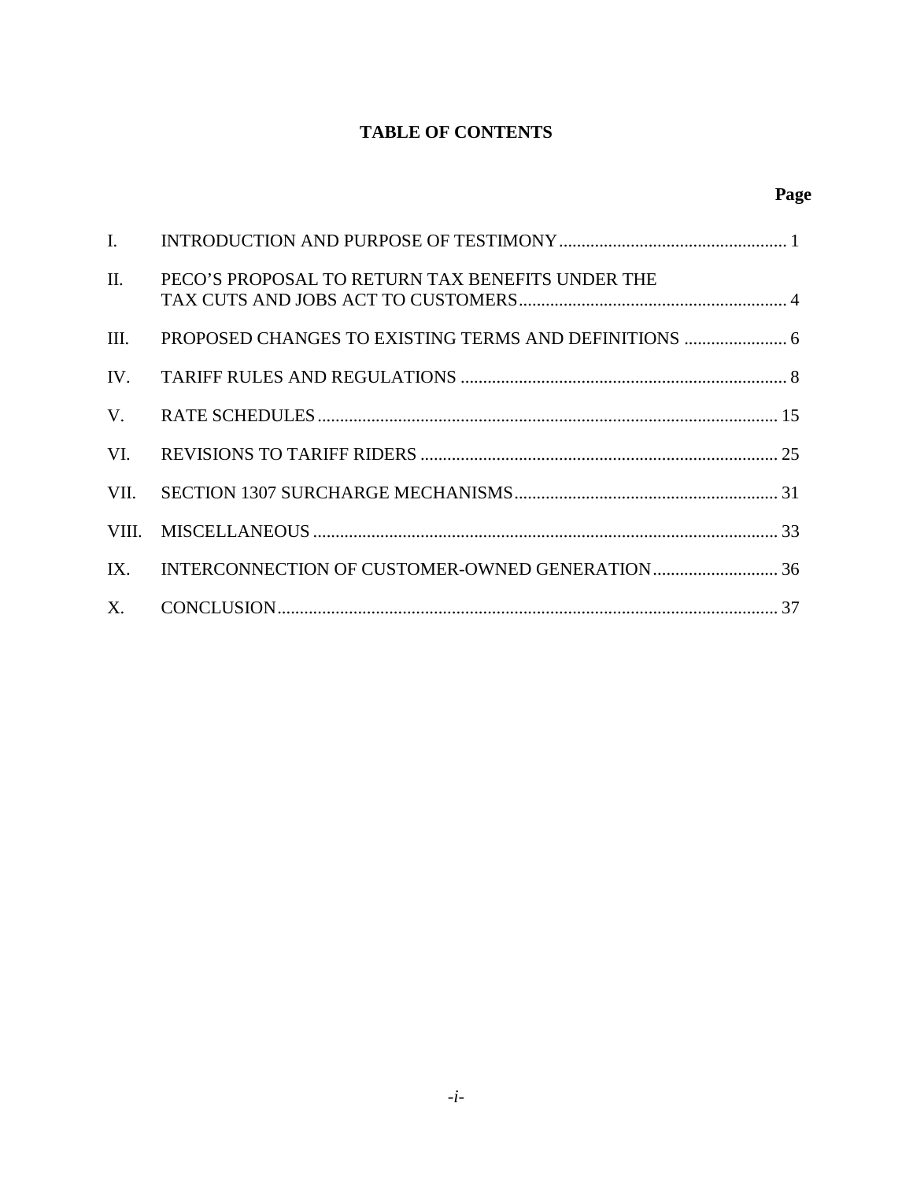# TABLE OF CONTENTS

| | | Page |
|---|---|---|
| I. | INTRODUCTION AND PURPOSE OF TESTIMONY | 1 |
| II. | PECO'S PROPOSAL TO RETURN TAX BENEFITS UNDER THE TAX CUTS AND JOBS ACT TO CUSTOMERS | 4 |
| III. | PROPOSED CHANGES TO EXISTING TERMS AND DEFINITIONS | 6 |
| IV. | TARIFF RULES AND REGULATIONS | 8 |
| V. | RATE SCHEDULES | 15 |
| VI. | REVISIONS TO TARIFF RIDERS | 25 |
| VII. | SECTION 1307 SURCHARGE MECHANISMS | 31 |
| VIII. | MISCELLANEOUS | 33 |
| IX. | INTERCONNECTION OF CUSTOMER-OWNED GENERATION | 36 |
| X. | CONCLUSION | 37 |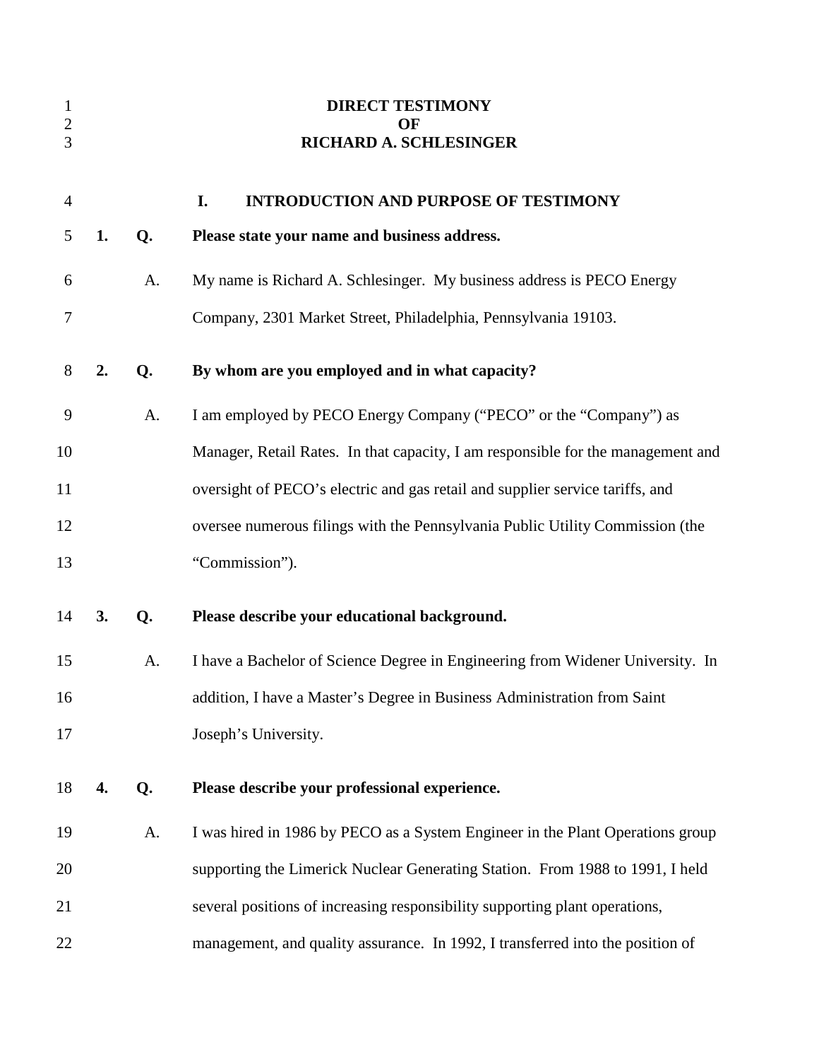# DIRECT TESTIMONY
# OF
# RICHARD A. SCHLESINGER

## I. INTRODUCTION AND PURPOSE OF TESTIMONY

**1. Q. Please state your name and business address.**

A. My name is Richard A. Schlesinger. My business address is PECO Energy Company, 2301 Market Street, Philadelphia, Pennsylvania 19103.

**2. Q. By whom are you employed and in what capacity?**

A. I am employed by PECO Energy Company ("PECO" or the "Company") as Manager, Retail Rates. In that capacity, I am responsible for the management and oversight of PECO's electric and gas retail and supplier service tariffs, and oversee numerous filings with the Pennsylvania Public Utility Commission (the "Commission").

**3. Q. Please describe your educational background.**

A. I have a Bachelor of Science Degree in Engineering from Widener University. In addition, I have a Master's Degree in Business Administration from Saint Joseph's University.

**4. Q. Please describe your professional experience.**

A. I was hired in 1986 by PECO as a System Engineer in the Plant Operations group supporting the Limerick Nuclear Generating Station. From 1988 to 1991, I held several positions of increasing responsibility supporting plant operations, management, and quality assurance. In 1992, I transferred into the position of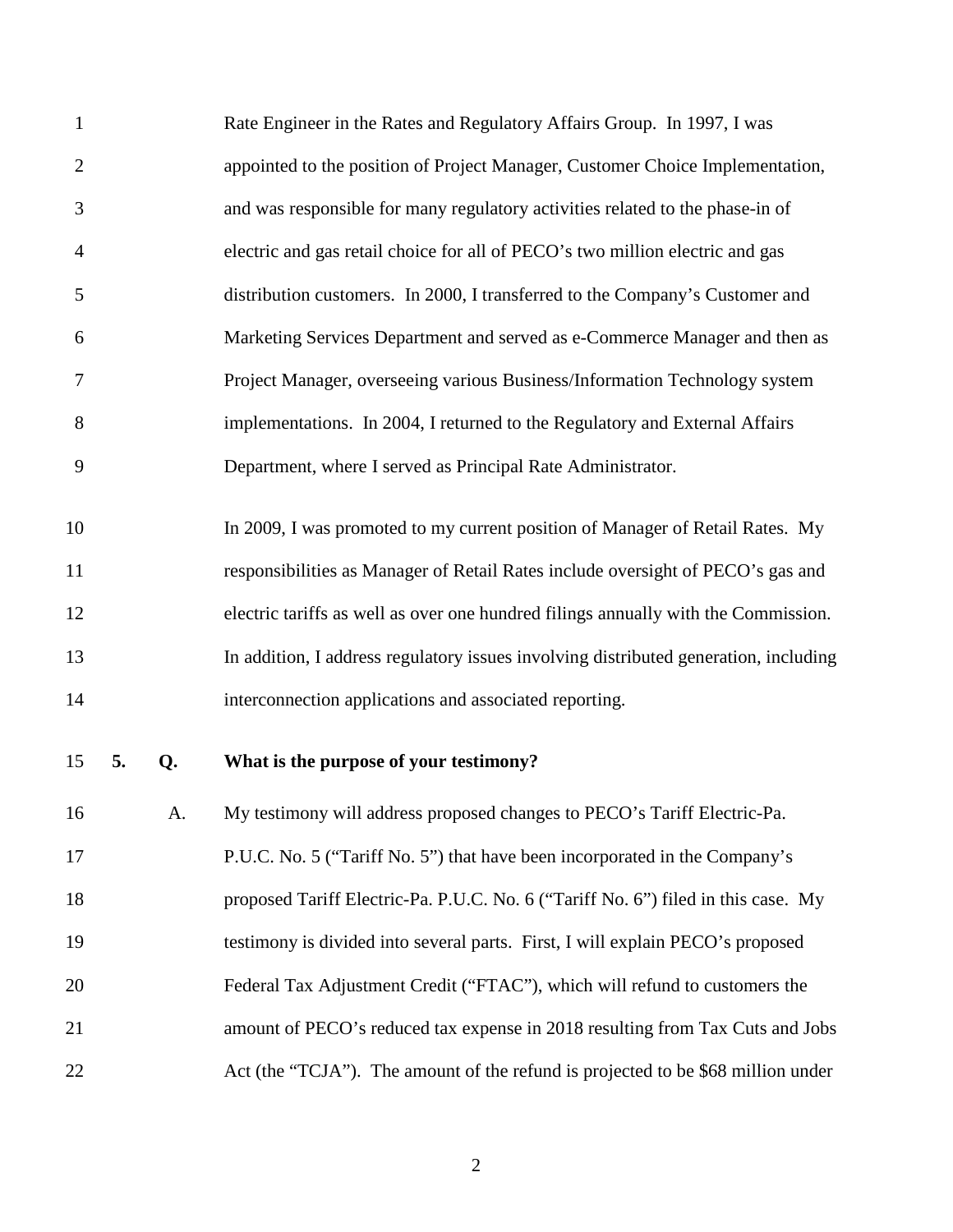Rate Engineer in the Rates and Regulatory Affairs Group. In 1997, I was appointed to the position of Project Manager, Customer Choice Implementation, and was responsible for many regulatory activities related to the phase-in of electric and gas retail choice for all of PECO's two million electric and gas distribution customers. In 2000, I transferred to the Company's Customer and Marketing Services Department and served as e-Commerce Manager and then as Project Manager, overseeing various Business/Information Technology system implementations. In 2004, I returned to the Regulatory and External Affairs Department, where I served as Principal Rate Administrator.

In 2009, I was promoted to my current position of Manager of Retail Rates. My responsibilities as Manager of Retail Rates include oversight of PECO's gas and electric tariffs as well as over one hundred filings annually with the Commission. In addition, I address regulatory issues involving distributed generation, including interconnection applications and associated reporting.

**5. Q. What is the purpose of your testimony?**

A. My testimony will address proposed changes to PECO's Tariff Electric-Pa. P.U.C. No. 5 ("Tariff No. 5") that have been incorporated in the Company's proposed Tariff Electric-Pa. P.U.C. No. 6 ("Tariff No. 6") filed in this case. My testimony is divided into several parts. First, I will explain PECO's proposed Federal Tax Adjustment Credit ("FTAC"), which will refund to customers the amount of PECO's reduced tax expense in 2018 resulting from Tax Cuts and Jobs Act (the "TCJA"). The amount of the refund is projected to be $68 million under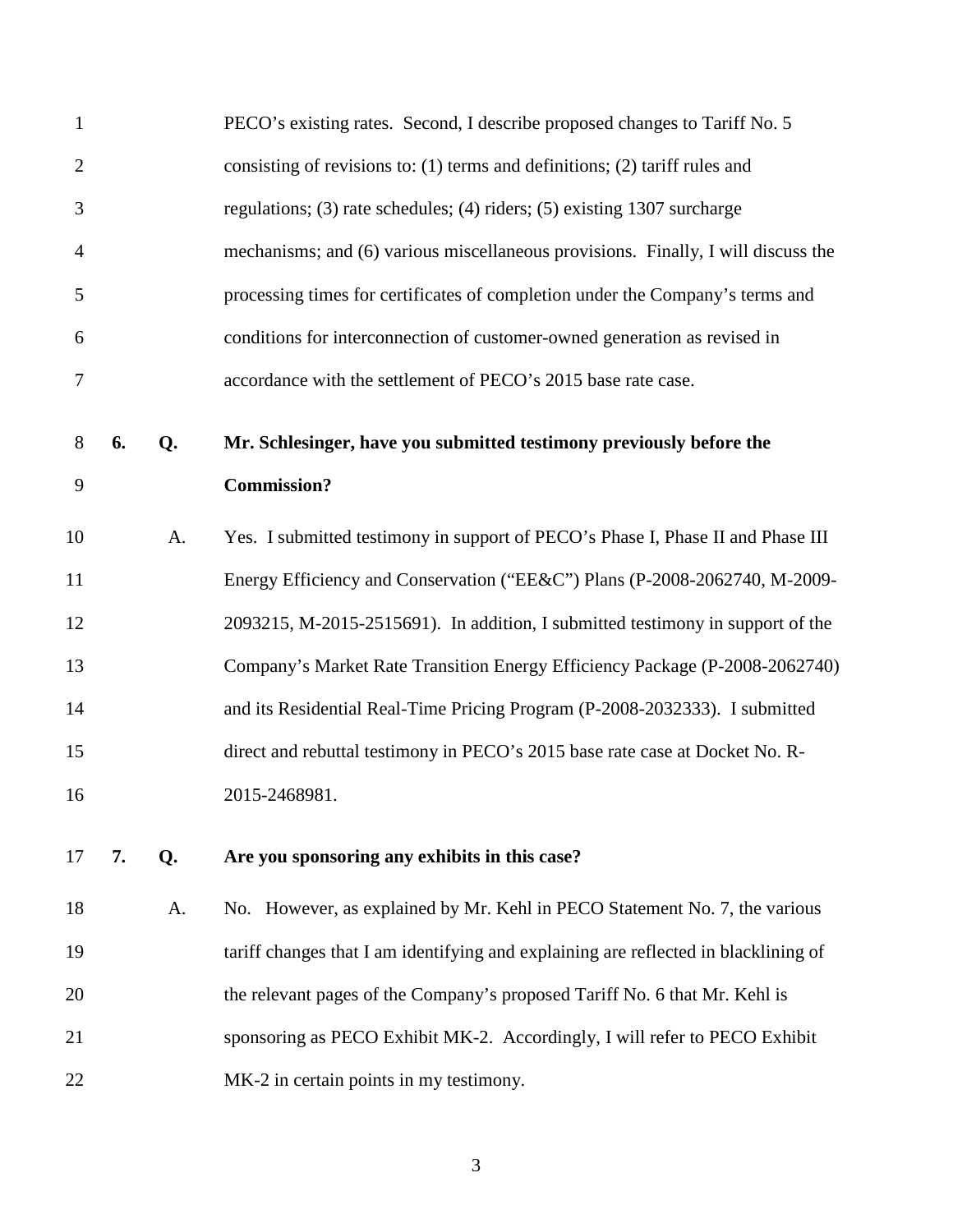PECO's existing rates. Second, I describe proposed changes to Tariff No. 5 consisting of revisions to: (1) terms and definitions; (2) tariff rules and regulations; (3) rate schedules; (4) riders; (5) existing 1307 surcharge mechanisms; and (6) various miscellaneous provisions. Finally, I will discuss the processing times for certificates of completion under the Company's terms and conditions for interconnection of customer-owned generation as revised in accordance with the settlement of PECO's 2015 base rate case.

**6. Q. Mr. Schlesinger, have you submitted testimony previously before the Commission?**

A. Yes. I submitted testimony in support of PECO's Phase I, Phase II and Phase III Energy Efficiency and Conservation ("EE&C") Plans (P-2008-2062740, M-2009-2093215, M-2015-2515691). In addition, I submitted testimony in support of the Company's Market Rate Transition Energy Efficiency Package (P-2008-2062740) and its Residential Real-Time Pricing Program (P-2008-2032333). I submitted direct and rebuttal testimony in PECO's 2015 base rate case at Docket No. R-2015-2468981.

**7. Q. Are you sponsoring any exhibits in this case?**

A. No. However, as explained by Mr. Kehl in PECO Statement No. 7, the various tariff changes that I am identifying and explaining are reflected in blacklining of the relevant pages of the Company's proposed Tariff No. 6 that Mr. Kehl is sponsoring as PECO Exhibit MK-2. Accordingly, I will refer to PECO Exhibit MK-2 in certain points in my testimony.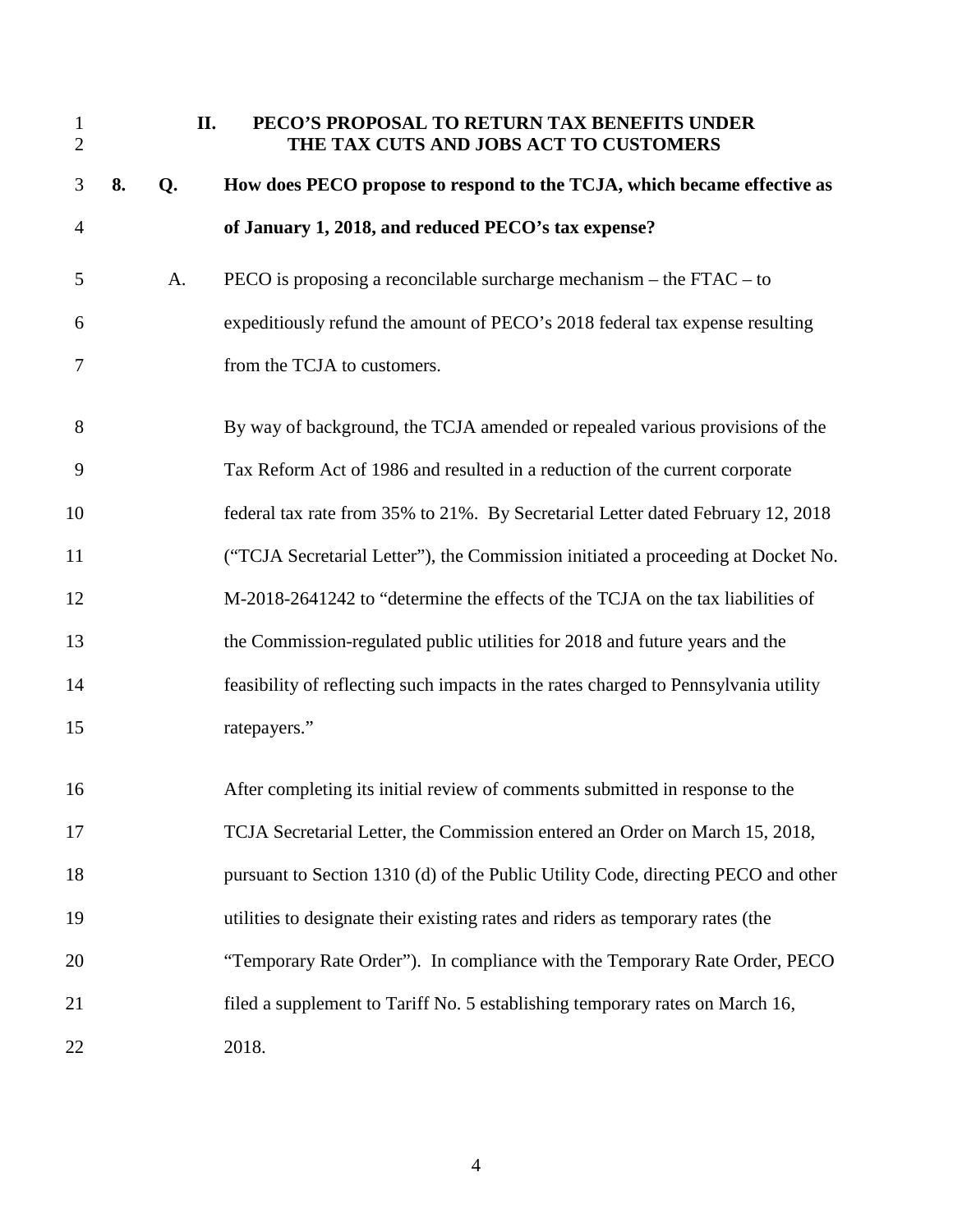## II. PECO'S PROPOSAL TO RETURN TAX BENEFITS UNDER THE TAX CUTS AND JOBS ACT TO CUSTOMERS

**8. Q. How does PECO propose to respond to the TCJA, which became effective as of January 1, 2018, and reduced PECO's tax expense?**

A. PECO is proposing a reconcilable surcharge mechanism – the FTAC – to expeditiously refund the amount of PECO's 2018 federal tax expense resulting from the TCJA to customers.

By way of background, the TCJA amended or repealed various provisions of the Tax Reform Act of 1986 and resulted in a reduction of the current corporate federal tax rate from 35% to 21%. By Secretarial Letter dated February 12, 2018 ("TCJA Secretarial Letter"), the Commission initiated a proceeding at Docket No. M-2018-2641242 to "determine the effects of the TCJA on the tax liabilities of the Commission-regulated public utilities for 2018 and future years and the feasibility of reflecting such impacts in the rates charged to Pennsylvania utility ratepayers."

After completing its initial review of comments submitted in response to the TCJA Secretarial Letter, the Commission entered an Order on March 15, 2018, pursuant to Section 1310 (d) of the Public Utility Code, directing PECO and other utilities to designate their existing rates and riders as temporary rates (the "Temporary Rate Order"). In compliance with the Temporary Rate Order, PECO filed a supplement to Tariff No. 5 establishing temporary rates on March 16, 2018.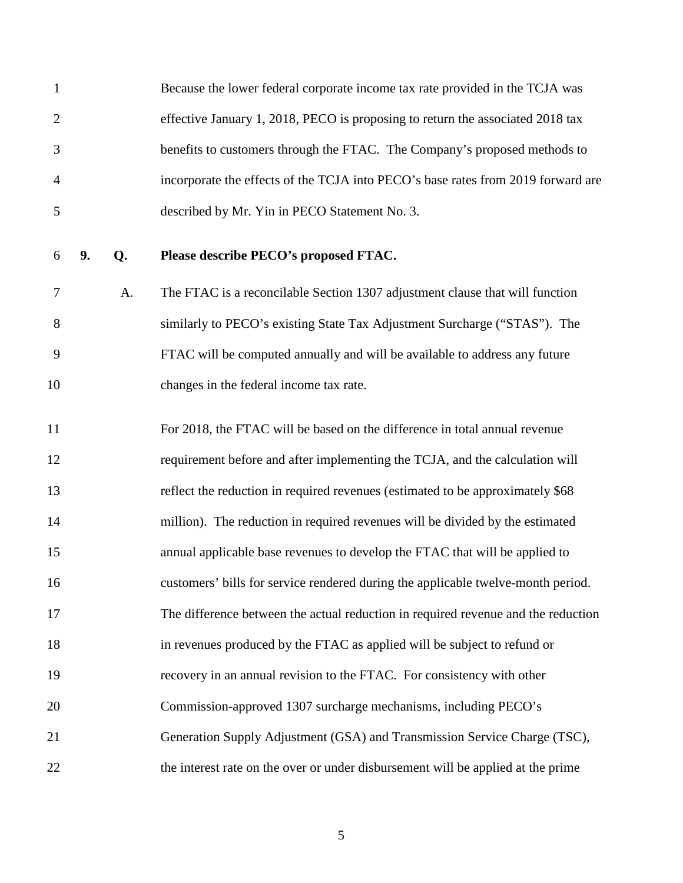Because the lower federal corporate income tax rate provided in the TCJA was effective January 1, 2018, PECO is proposing to return the associated 2018 tax benefits to customers through the FTAC. The Company's proposed methods to incorporate the effects of the TCJA into PECO's base rates from 2019 forward are described by Mr. Yin in PECO Statement No. 3.

**9. Q. Please describe PECO's proposed FTAC.**

A. The FTAC is a reconcilable Section 1307 adjustment clause that will function similarly to PECO's existing State Tax Adjustment Surcharge ("STAS"). The FTAC will be computed annually and will be available to address any future changes in the federal income tax rate.

For 2018, the FTAC will be based on the difference in total annual revenue requirement before and after implementing the TCJA, and the calculation will reflect the reduction in required revenues (estimated to be approximately $68 million). The reduction in required revenues will be divided by the estimated annual applicable base revenues to develop the FTAC that will be applied to customers' bills for service rendered during the applicable twelve-month period. The difference between the actual reduction in required revenue and the reduction in revenues produced by the FTAC as applied will be subject to refund or recovery in an annual revision to the FTAC. For consistency with other Commission-approved 1307 surcharge mechanisms, including PECO's Generation Supply Adjustment (GSA) and Transmission Service Charge (TSC), the interest rate on the over or under disbursement will be applied at the prime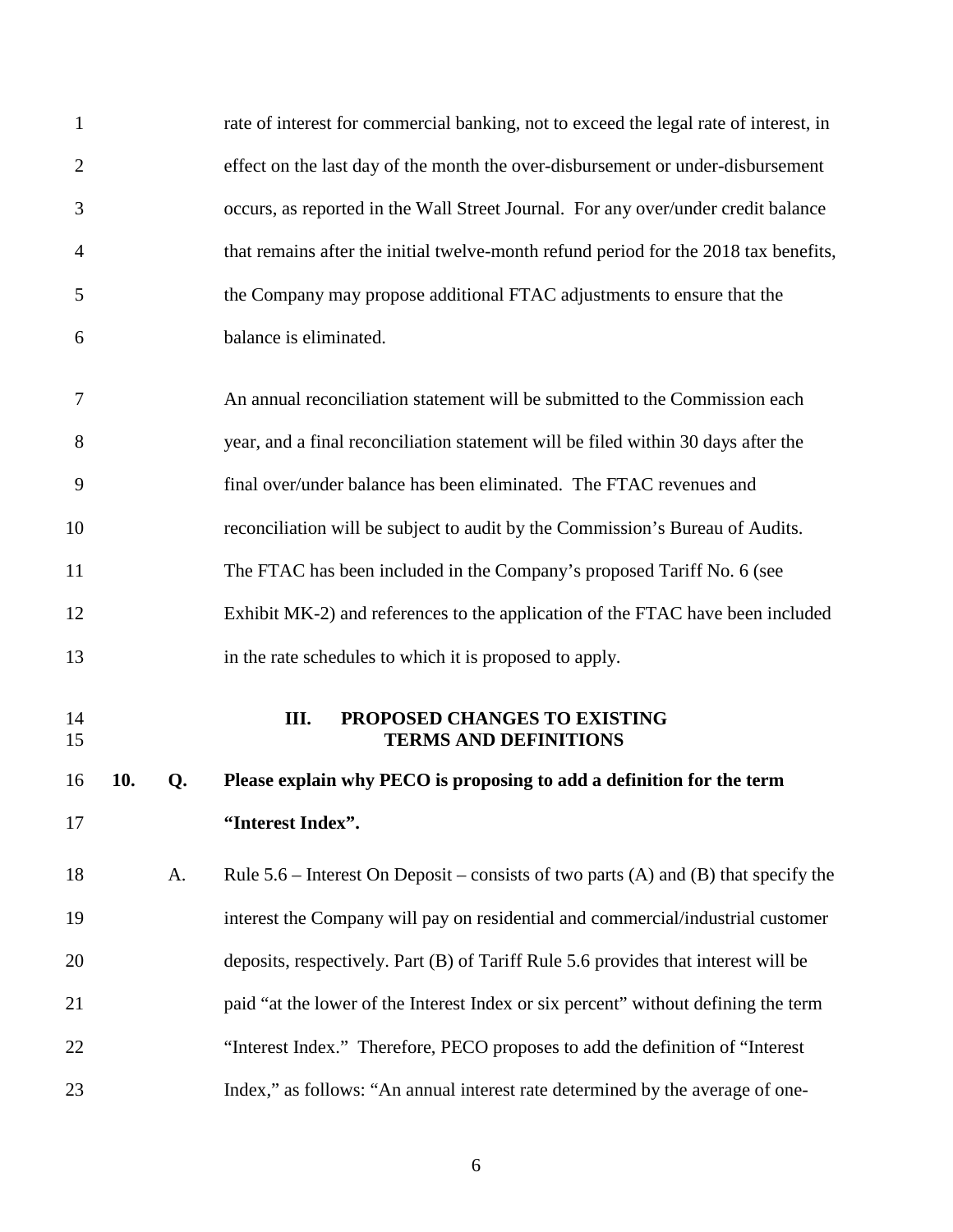rate of interest for commercial banking, not to exceed the legal rate of interest, in effect on the last day of the month the over-disbursement or under-disbursement occurs, as reported in the Wall Street Journal. For any over/under credit balance that remains after the initial twelve-month refund period for the 2018 tax benefits, the Company may propose additional FTAC adjustments to ensure that the balance is eliminated.

An annual reconciliation statement will be submitted to the Commission each year, and a final reconciliation statement will be filed within 30 days after the final over/under balance has been eliminated. The FTAC revenues and reconciliation will be subject to audit by the Commission's Bureau of Audits. The FTAC has been included in the Company's proposed Tariff No. 6 (see Exhibit MK-2) and references to the application of the FTAC have been included in the rate schedules to which it is proposed to apply.

## III. PROPOSED CHANGES TO EXISTING TERMS AND DEFINITIONS

**10. Q. Please explain why PECO is proposing to add a definition for the term "Interest Index".**

A. Rule 5.6 – Interest On Deposit – consists of two parts (A) and (B) that specify the interest the Company will pay on residential and commercial/industrial customer deposits, respectively. Part (B) of Tariff Rule 5.6 provides that interest will be paid "at the lower of the Interest Index or six percent" without defining the term "Interest Index." Therefore, PECO proposes to add the definition of "Interest Index," as follows: "An annual interest rate determined by the average of one-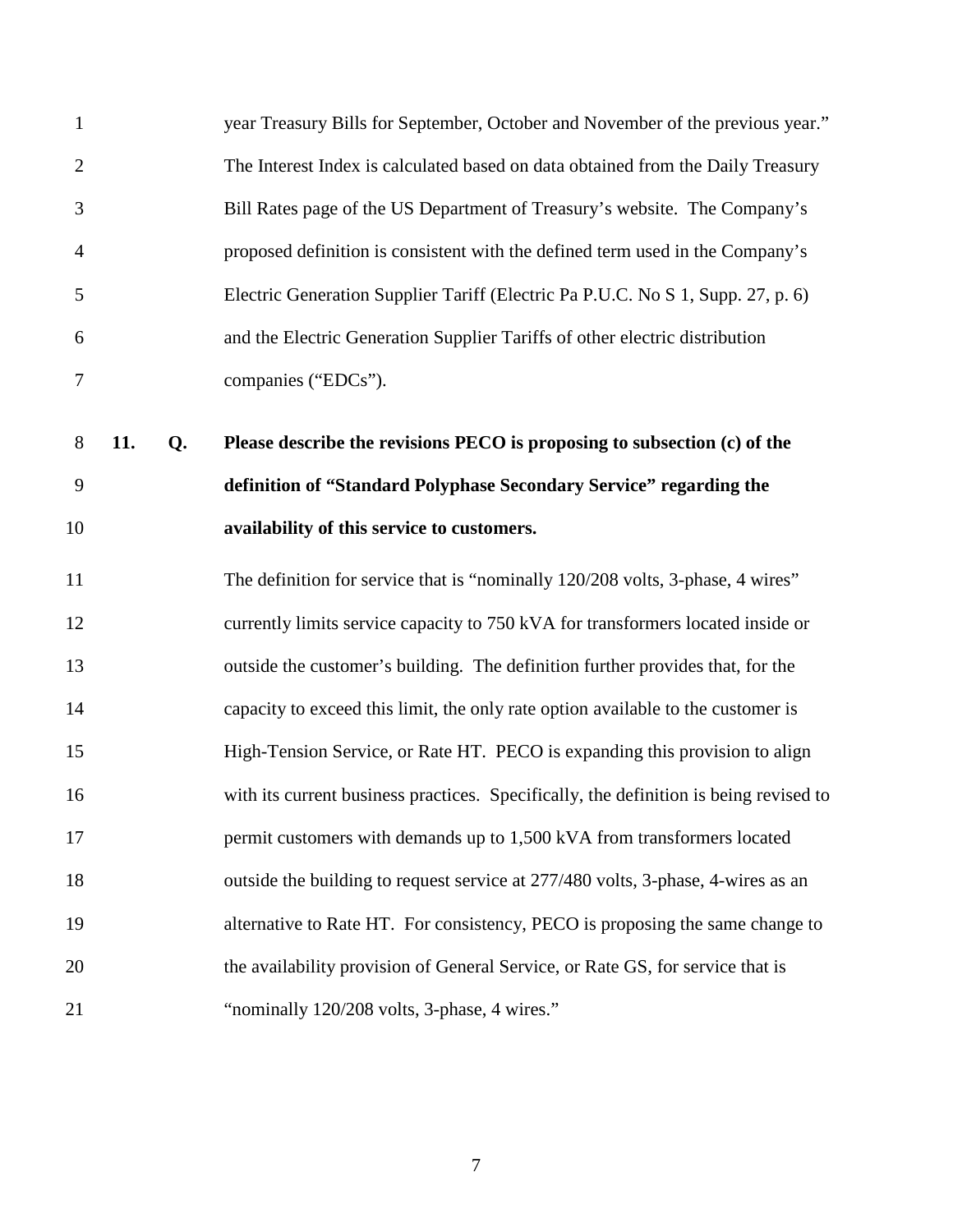year Treasury Bills for September, October and November of the previous year." The Interest Index is calculated based on data obtained from the Daily Treasury Bill Rates page of the US Department of Treasury's website. The Company's proposed definition is consistent with the defined term used in the Company's Electric Generation Supplier Tariff (Electric Pa P.U.C. No S 1, Supp. 27, p. 6) and the Electric Generation Supplier Tariffs of other electric distribution companies ("EDCs").

**11. Q. Please describe the revisions PECO is proposing to subsection (c) of the definition of "Standard Polyphase Secondary Service" regarding the availability of this service to customers.**

The definition for service that is "nominally 120/208 volts, 3-phase, 4 wires" currently limits service capacity to 750 kVA for transformers located inside or outside the customer's building. The definition further provides that, for the capacity to exceed this limit, the only rate option available to the customer is High-Tension Service, or Rate HT. PECO is expanding this provision to align with its current business practices. Specifically, the definition is being revised to permit customers with demands up to 1,500 kVA from transformers located outside the building to request service at 277/480 volts, 3-phase, 4-wires as an alternative to Rate HT. For consistency, PECO is proposing the same change to the availability provision of General Service, or Rate GS, for service that is "nominally 120/208 volts, 3-phase, 4 wires."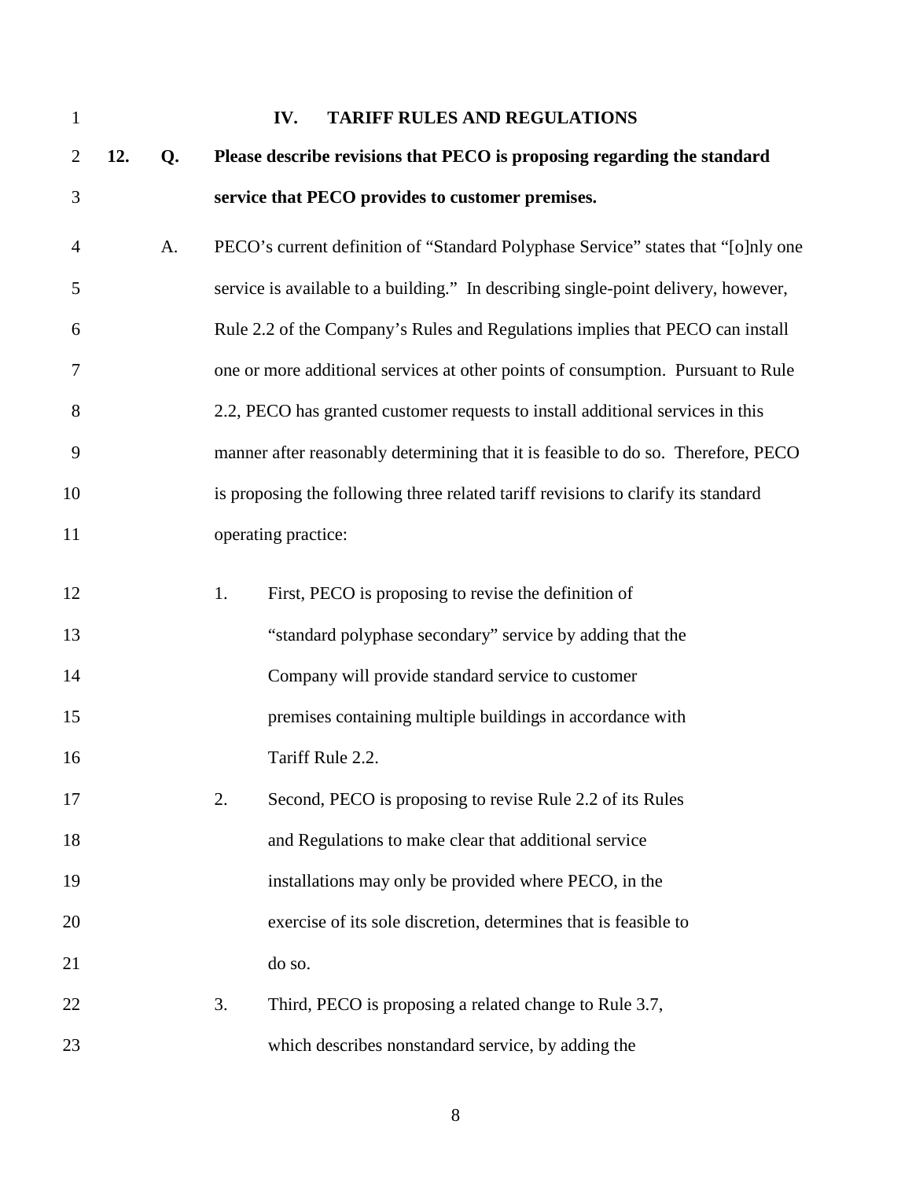## IV. TARIFF RULES AND REGULATIONS

**12. Q. Please describe revisions that PECO is proposing regarding the standard service that PECO provides to customer premises.**

A. PECO's current definition of "Standard Polyphase Service" states that "[o]nly one service is available to a building." In describing single-point delivery, however, Rule 2.2 of the Company's Rules and Regulations implies that PECO can install one or more additional services at other points of consumption. Pursuant to Rule 2.2, PECO has granted customer requests to install additional services in this manner after reasonably determining that it is feasible to do so. Therefore, PECO is proposing the following three related tariff revisions to clarify its standard operating practice:

1. First, PECO is proposing to revise the definition of "standard polyphase secondary" service by adding that the Company will provide standard service to customer premises containing multiple buildings in accordance with Tariff Rule 2.2.
2. Second, PECO is proposing to revise Rule 2.2 of its Rules and Regulations to make clear that additional service installations may only be provided where PECO, in the exercise of its sole discretion, determines that is feasible to do so.
3. Third, PECO is proposing a related change to Rule 3.7, which describes nonstandard service, by adding the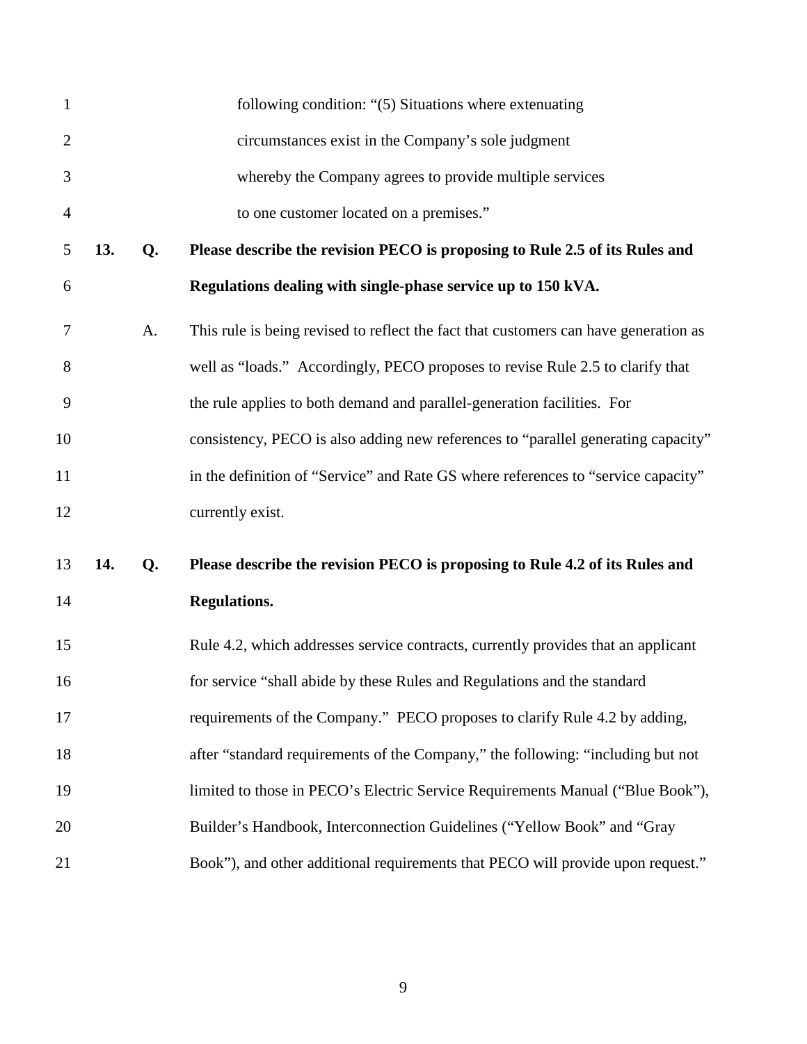following condition: "(5) Situations where extenuating circumstances exist in the Company's sole judgment whereby the Company agrees to provide multiple services to one customer located on a premises."

**13. Q. Please describe the revision PECO is proposing to Rule 2.5 of its Rules and Regulations dealing with single-phase service up to 150 kVA.**

A. This rule is being revised to reflect the fact that customers can have generation as well as "loads." Accordingly, PECO proposes to revise Rule 2.5 to clarify that the rule applies to both demand and parallel-generation facilities. For consistency, PECO is also adding new references to "parallel generating capacity" in the definition of "Service" and Rate GS where references to "service capacity" currently exist.

**14. Q. Please describe the revision PECO is proposing to Rule 4.2 of its Rules and Regulations.**

Rule 4.2, which addresses service contracts, currently provides that an applicant for service "shall abide by these Rules and Regulations and the standard requirements of the Company." PECO proposes to clarify Rule 4.2 by adding, after "standard requirements of the Company," the following: "including but not limited to those in PECO's Electric Service Requirements Manual ("Blue Book"), Builder's Handbook, Interconnection Guidelines ("Yellow Book" and "Gray Book"), and other additional requirements that PECO will provide upon request."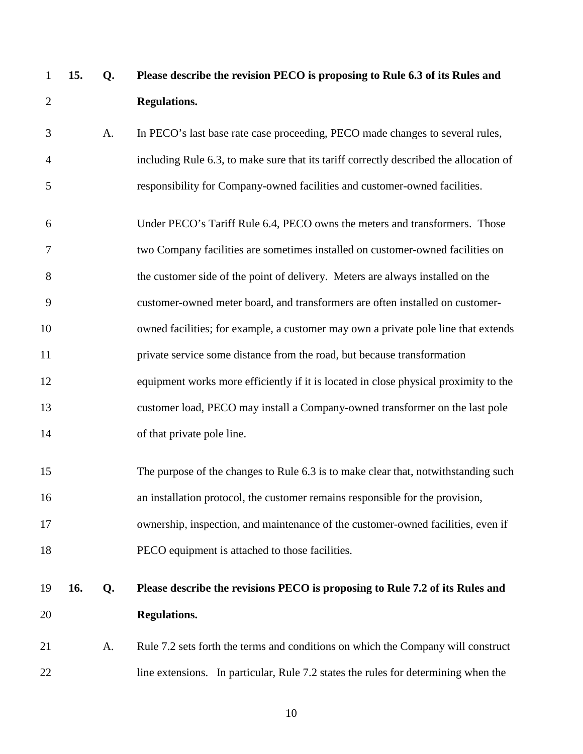**15. Q. Please describe the revision PECO is proposing to Rule 6.3 of its Rules and Regulations.**

A. In PECO's last base rate case proceeding, PECO made changes to several rules, including Rule 6.3, to make sure that its tariff correctly described the allocation of responsibility for Company-owned facilities and customer-owned facilities.

Under PECO's Tariff Rule 6.4, PECO owns the meters and transformers. Those two Company facilities are sometimes installed on customer-owned facilities on the customer side of the point of delivery. Meters are always installed on the customer-owned meter board, and transformers are often installed on customer-owned facilities; for example, a customer may own a private pole line that extends private service some distance from the road, but because transformation equipment works more efficiently if it is located in close physical proximity to the customer load, PECO may install a Company-owned transformer on the last pole of that private pole line.

The purpose of the changes to Rule 6.3 is to make clear that, notwithstanding such an installation protocol, the customer remains responsible for the provision, ownership, inspection, and maintenance of the customer-owned facilities, even if PECO equipment is attached to those facilities.

**16. Q. Please describe the revisions PECO is proposing to Rule 7.2 of its Rules and Regulations.**

A. Rule 7.2 sets forth the terms and conditions on which the Company will construct line extensions. In particular, Rule 7.2 states the rules for determining when the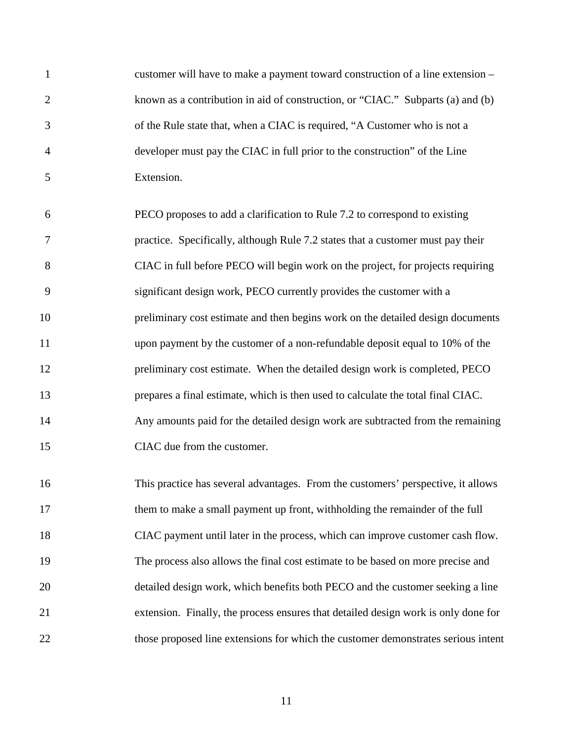customer will have to make a payment toward construction of a line extension – known as a contribution in aid of construction, or "CIAC." Subparts (a) and (b) of the Rule state that, when a CIAC is required, "A Customer who is not a developer must pay the CIAC in full prior to the construction" of the Line Extension.

PECO proposes to add a clarification to Rule 7.2 to correspond to existing practice. Specifically, although Rule 7.2 states that a customer must pay their CIAC in full before PECO will begin work on the project, for projects requiring significant design work, PECO currently provides the customer with a preliminary cost estimate and then begins work on the detailed design documents upon payment by the customer of a non-refundable deposit equal to 10% of the preliminary cost estimate. When the detailed design work is completed, PECO prepares a final estimate, which is then used to calculate the total final CIAC. Any amounts paid for the detailed design work are subtracted from the remaining CIAC due from the customer.

This practice has several advantages. From the customers' perspective, it allows them to make a small payment up front, withholding the remainder of the full CIAC payment until later in the process, which can improve customer cash flow. The process also allows the final cost estimate to be based on more precise and detailed design work, which benefits both PECO and the customer seeking a line extension. Finally, the process ensures that detailed design work is only done for those proposed line extensions for which the customer demonstrates serious intent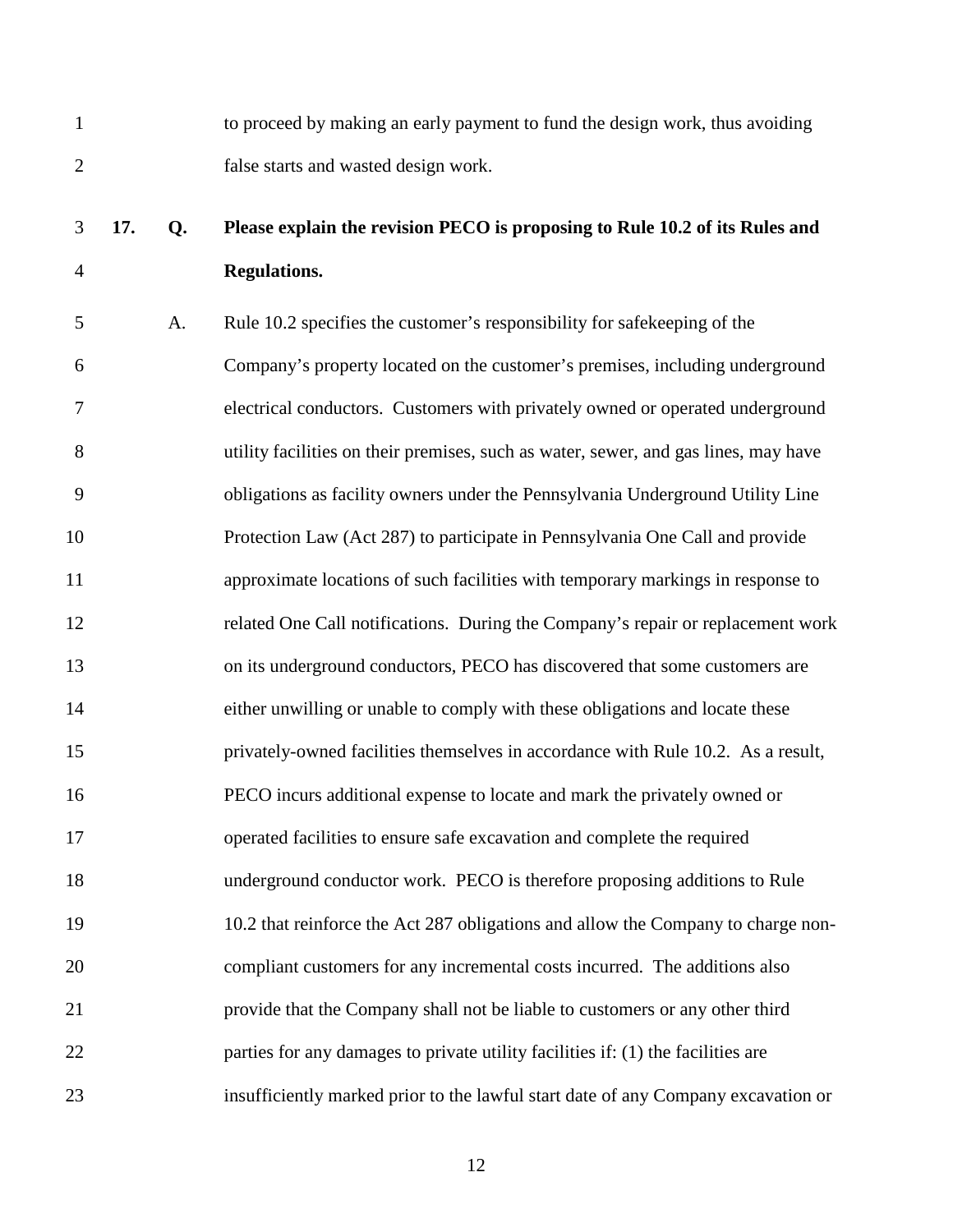to proceed by making an early payment to fund the design work, thus avoiding false starts and wasted design work.

**17. Q. Please explain the revision PECO is proposing to Rule 10.2 of its Rules and Regulations.**

A. Rule 10.2 specifies the customer's responsibility for safekeeping of the Company's property located on the customer's premises, including underground electrical conductors. Customers with privately owned or operated underground utility facilities on their premises, such as water, sewer, and gas lines, may have obligations as facility owners under the Pennsylvania Underground Utility Line Protection Law (Act 287) to participate in Pennsylvania One Call and provide approximate locations of such facilities with temporary markings in response to related One Call notifications. During the Company's repair or replacement work on its underground conductors, PECO has discovered that some customers are either unwilling or unable to comply with these obligations and locate these privately-owned facilities themselves in accordance with Rule 10.2. As a result, PECO incurs additional expense to locate and mark the privately owned or operated facilities to ensure safe excavation and complete the required underground conductor work. PECO is therefore proposing additions to Rule 10.2 that reinforce the Act 287 obligations and allow the Company to charge non-compliant customers for any incremental costs incurred. The additions also provide that the Company shall not be liable to customers or any other third parties for any damages to private utility facilities if: (1) the facilities are insufficiently marked prior to the lawful start date of any Company excavation or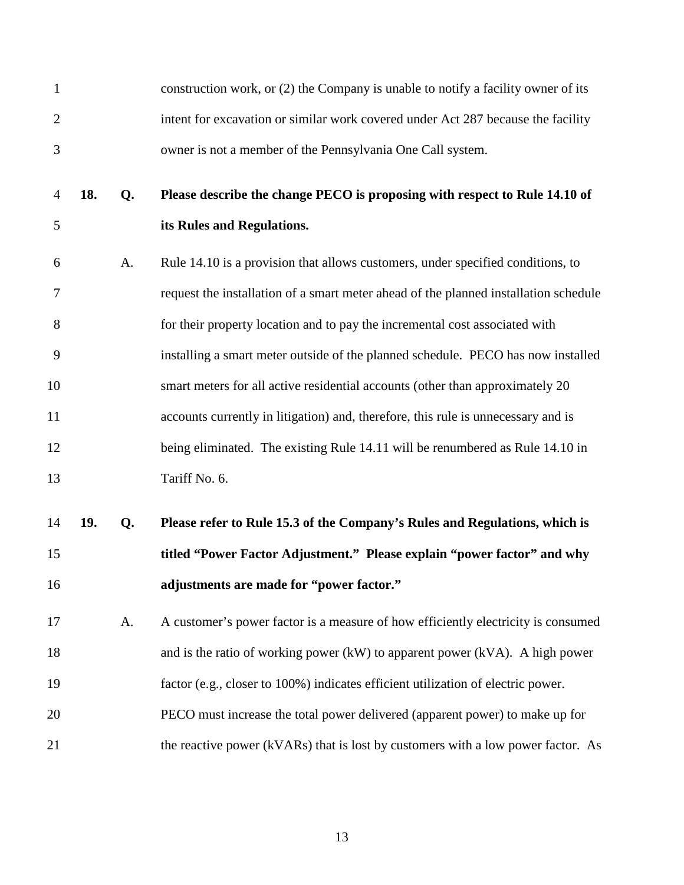construction work, or (2) the Company is unable to notify a facility owner of its intent for excavation or similar work covered under Act 287 because the facility owner is not a member of the Pennsylvania One Call system.

**18. Q. Please describe the change PECO is proposing with respect to Rule 14.10 of its Rules and Regulations.**

A. Rule 14.10 is a provision that allows customers, under specified conditions, to request the installation of a smart meter ahead of the planned installation schedule for their property location and to pay the incremental cost associated with installing a smart meter outside of the planned schedule. PECO has now installed smart meters for all active residential accounts (other than approximately 20 accounts currently in litigation) and, therefore, this rule is unnecessary and is being eliminated. The existing Rule 14.11 will be renumbered as Rule 14.10 in Tariff No. 6.

**19. Q. Please refer to Rule 15.3 of the Company's Rules and Regulations, which is titled "Power Factor Adjustment." Please explain "power factor" and why adjustments are made for "power factor."**

A. A customer's power factor is a measure of how efficiently electricity is consumed and is the ratio of working power (kW) to apparent power (kVA). A high power factor (e.g., closer to 100%) indicates efficient utilization of electric power. PECO must increase the total power delivered (apparent power) to make up for the reactive power (kVARs) that is lost by customers with a low power factor. As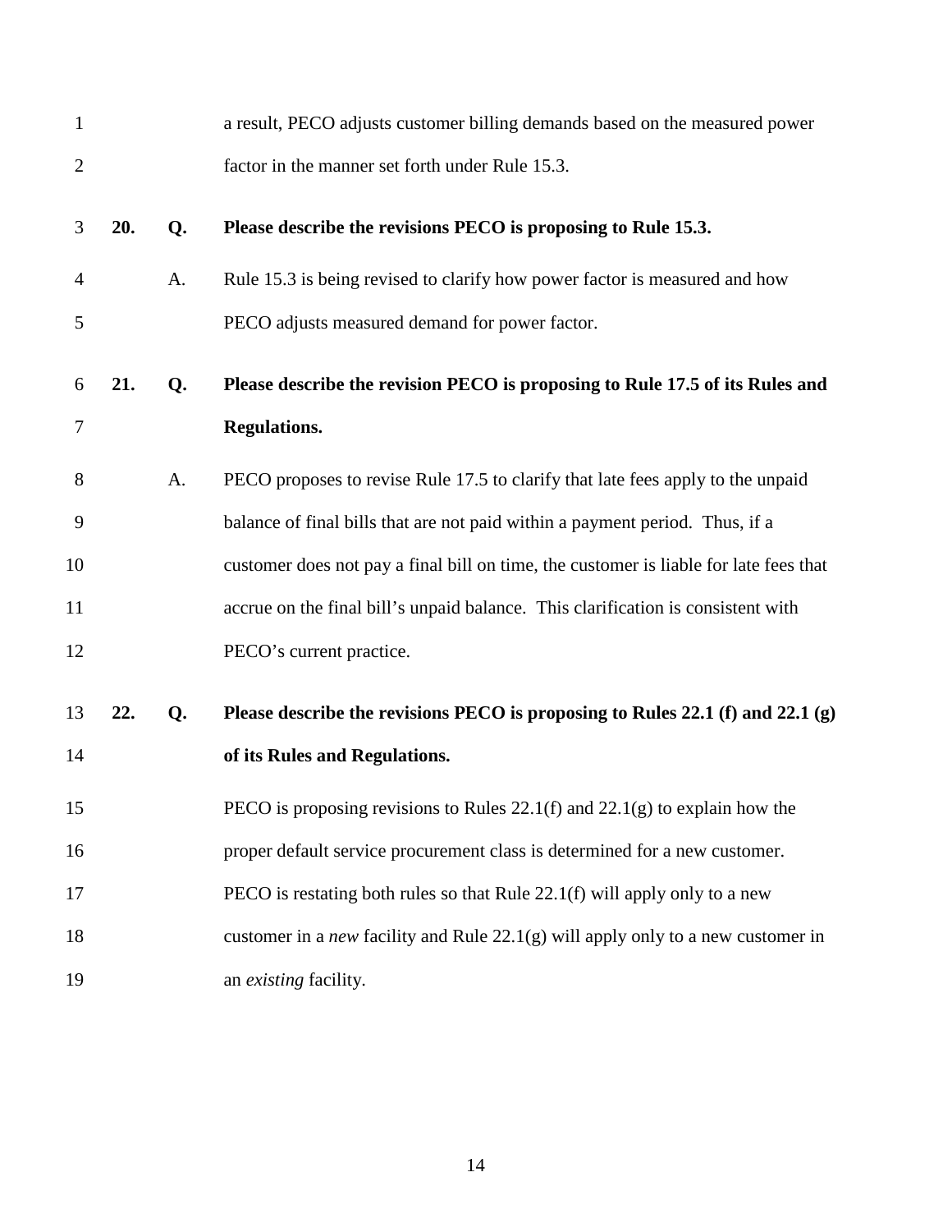a result, PECO adjusts customer billing demands based on the measured power factor in the manner set forth under Rule 15.3.

**20. Q. Please describe the revisions PECO is proposing to Rule 15.3.**

A. Rule 15.3 is being revised to clarify how power factor is measured and how PECO adjusts measured demand for power factor.

**21. Q. Please describe the revision PECO is proposing to Rule 17.5 of its Rules and Regulations.**

A. PECO proposes to revise Rule 17.5 to clarify that late fees apply to the unpaid balance of final bills that are not paid within a payment period. Thus, if a customer does not pay a final bill on time, the customer is liable for late fees that accrue on the final bill's unpaid balance. This clarification is consistent with PECO's current practice.

**22. Q. Please describe the revisions PECO is proposing to Rules 22.1 (f) and 22.1 (g) of its Rules and Regulations.**

PECO is proposing revisions to Rules 22.1(f) and 22.1(g) to explain how the proper default service procurement class is determined for a new customer. PECO is restating both rules so that Rule 22.1(f) will apply only to a new customer in a *new* facility and Rule 22.1(g) will apply only to a new customer in an *existing* facility.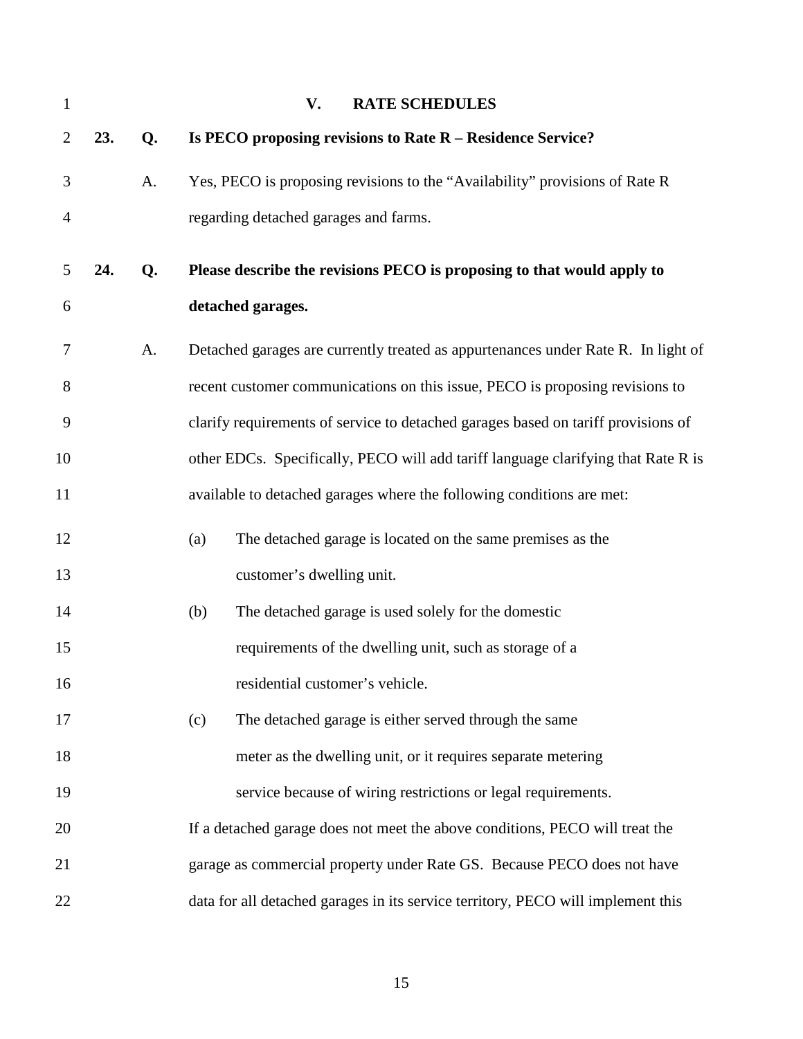## V. RATE SCHEDULES

**23. Q. Is PECO proposing revisions to Rate R – Residence Service?**

A. Yes, PECO is proposing revisions to the "Availability" provisions of Rate R regarding detached garages and farms.

**24. Q. Please describe the revisions PECO is proposing to that would apply to detached garages.**

A. Detached garages are currently treated as appurtenances under Rate R. In light of recent customer communications on this issue, PECO is proposing revisions to clarify requirements of service to detached garages based on tariff provisions of other EDCs. Specifically, PECO will add tariff language clarifying that Rate R is available to detached garages where the following conditions are met:

(a) The detached garage is located on the same premises as the customer's dwelling unit.

(b) The detached garage is used solely for the domestic requirements of the dwelling unit, such as storage of a residential customer's vehicle.

(c) The detached garage is either served through the same meter as the dwelling unit, or it requires separate metering service because of wiring restrictions or legal requirements.

If a detached garage does not meet the above conditions, PECO will treat the garage as commercial property under Rate GS. Because PECO does not have data for all detached garages in its service territory, PECO will implement this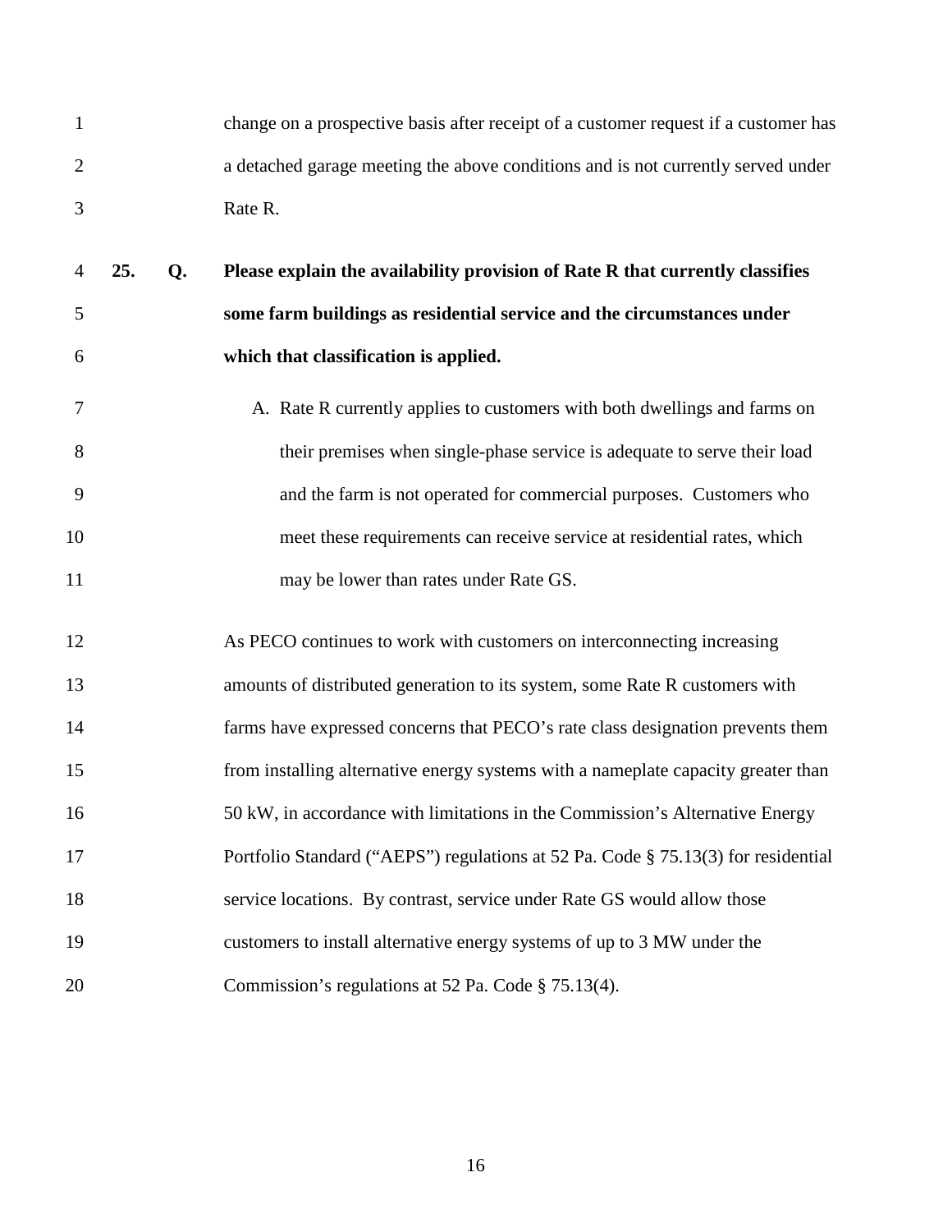change on a prospective basis after receipt of a customer request if a customer has a detached garage meeting the above conditions and is not currently served under Rate R.

**25. Q. Please explain the availability provision of Rate R that currently classifies some farm buildings as residential service and the circumstances under which that classification is applied.**

A. Rate R currently applies to customers with both dwellings and farms on their premises when single-phase service is adequate to serve their load and the farm is not operated for commercial purposes. Customers who meet these requirements can receive service at residential rates, which may be lower than rates under Rate GS.

As PECO continues to work with customers on interconnecting increasing amounts of distributed generation to its system, some Rate R customers with farms have expressed concerns that PECO's rate class designation prevents them from installing alternative energy systems with a nameplate capacity greater than 50 kW, in accordance with limitations in the Commission's Alternative Energy Portfolio Standard ("AEPS") regulations at 52 Pa. Code § 75.13(3) for residential service locations. By contrast, service under Rate GS would allow those customers to install alternative energy systems of up to 3 MW under the Commission's regulations at 52 Pa. Code § 75.13(4).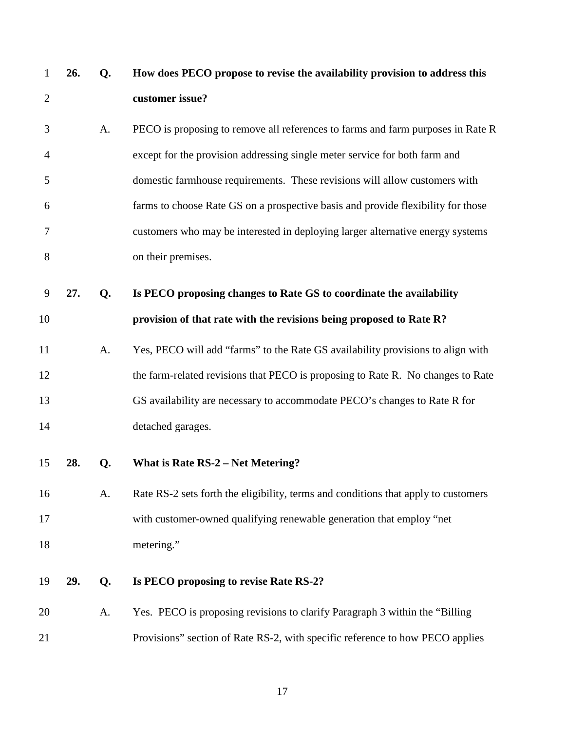**26. Q. How does PECO propose to revise the availability provision to address this customer issue?**

A. PECO is proposing to remove all references to farms and farm purposes in Rate R except for the provision addressing single meter service for both farm and domestic farmhouse requirements. These revisions will allow customers with farms to choose Rate GS on a prospective basis and provide flexibility for those customers who may be interested in deploying larger alternative energy systems on their premises.

**27. Q. Is PECO proposing changes to Rate GS to coordinate the availability provision of that rate with the revisions being proposed to Rate R?**

A. Yes, PECO will add "farms" to the Rate GS availability provisions to align with the farm-related revisions that PECO is proposing to Rate R. No changes to Rate GS availability are necessary to accommodate PECO's changes to Rate R for detached garages.

**28. Q. What is Rate RS-2 – Net Metering?**

A. Rate RS-2 sets forth the eligibility, terms and conditions that apply to customers with customer-owned qualifying renewable generation that employ "net metering."

**29. Q. Is PECO proposing to revise Rate RS-2?**

A. Yes. PECO is proposing revisions to clarify Paragraph 3 within the "Billing Provisions" section of Rate RS-2, with specific reference to how PECO applies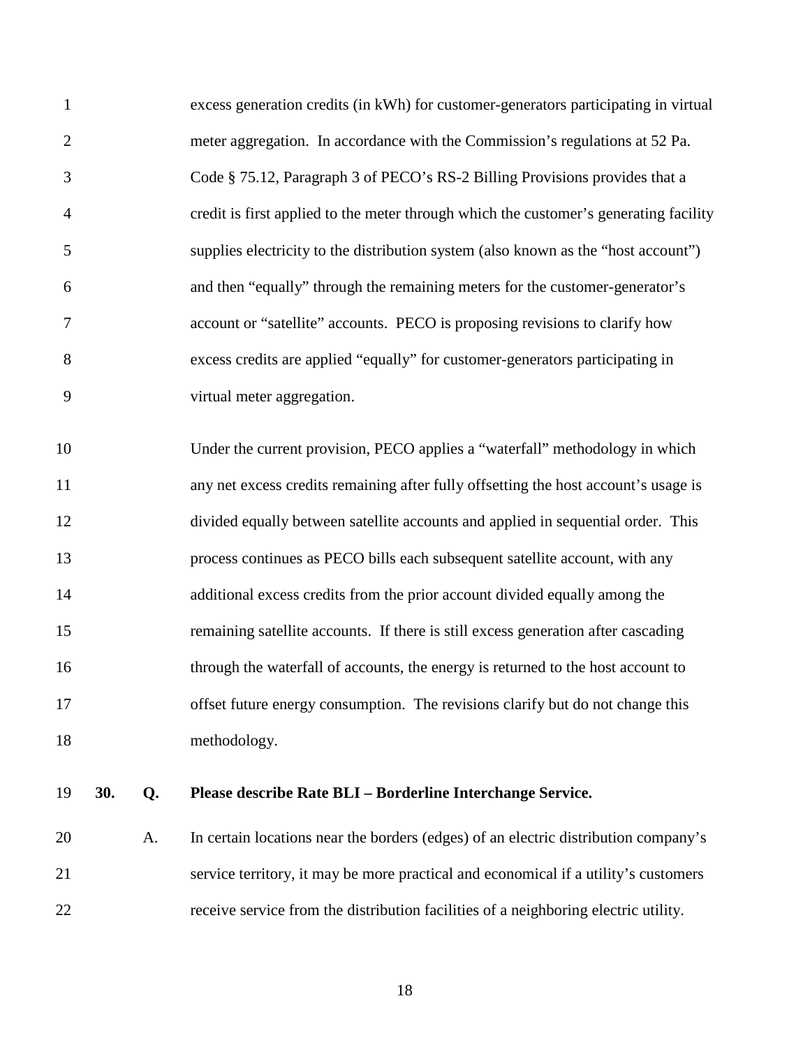excess generation credits (in kWh) for customer-generators participating in virtual meter aggregation. In accordance with the Commission's regulations at 52 Pa. Code § 75.12, Paragraph 3 of PECO's RS-2 Billing Provisions provides that a credit is first applied to the meter through which the customer's generating facility supplies electricity to the distribution system (also known as the "host account") and then "equally" through the remaining meters for the customer-generator's account or "satellite" accounts. PECO is proposing revisions to clarify how excess credits are applied "equally" for customer-generators participating in virtual meter aggregation.

Under the current provision, PECO applies a "waterfall" methodology in which any net excess credits remaining after fully offsetting the host account's usage is divided equally between satellite accounts and applied in sequential order. This process continues as PECO bills each subsequent satellite account, with any additional excess credits from the prior account divided equally among the remaining satellite accounts. If there is still excess generation after cascading through the waterfall of accounts, the energy is returned to the host account to offset future energy consumption. The revisions clarify but do not change this methodology.

**30. Q. Please describe Rate BLI – Borderline Interchange Service.**

A. In certain locations near the borders (edges) of an electric distribution company's service territory, it may be more practical and economical if a utility's customers receive service from the distribution facilities of a neighboring electric utility.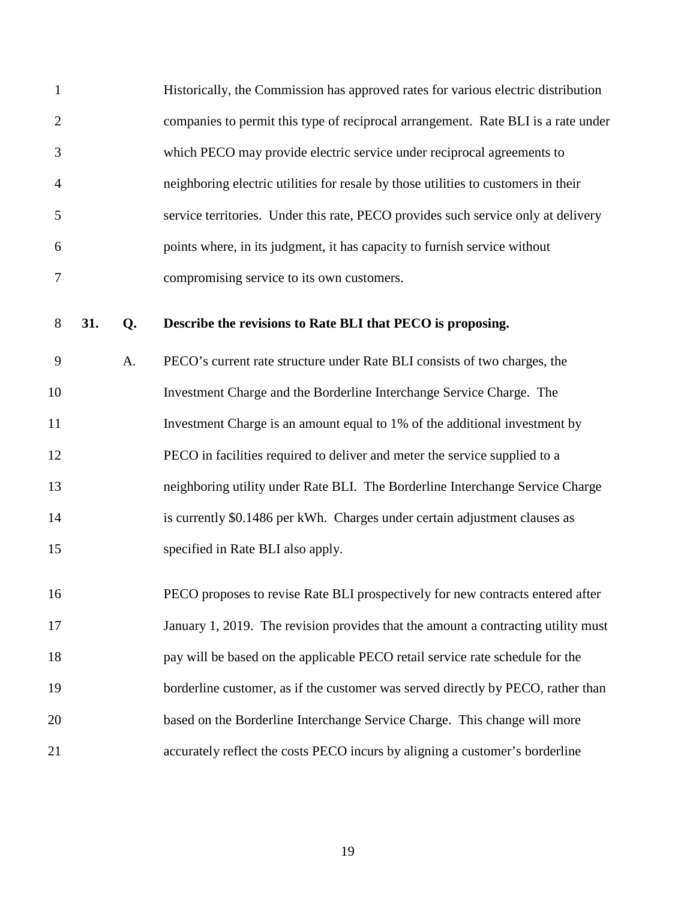Historically, the Commission has approved rates for various electric distribution companies to permit this type of reciprocal arrangement. Rate BLI is a rate under which PECO may provide electric service under reciprocal agreements to neighboring electric utilities for resale by those utilities to customers in their service territories. Under this rate, PECO provides such service only at delivery points where, in its judgment, it has capacity to furnish service without compromising service to its own customers.

**31. Q. Describe the revisions to Rate BLI that PECO is proposing.**

A. PECO's current rate structure under Rate BLI consists of two charges, the Investment Charge and the Borderline Interchange Service Charge. The Investment Charge is an amount equal to 1% of the additional investment by PECO in facilities required to deliver and meter the service supplied to a neighboring utility under Rate BLI. The Borderline Interchange Service Charge is currently $0.1486 per kWh. Charges under certain adjustment clauses as specified in Rate BLI also apply.

PECO proposes to revise Rate BLI prospectively for new contracts entered after January 1, 2019. The revision provides that the amount a contracting utility must pay will be based on the applicable PECO retail service rate schedule for the borderline customer, as if the customer was served directly by PECO, rather than based on the Borderline Interchange Service Charge. This change will more accurately reflect the costs PECO incurs by aligning a customer's borderline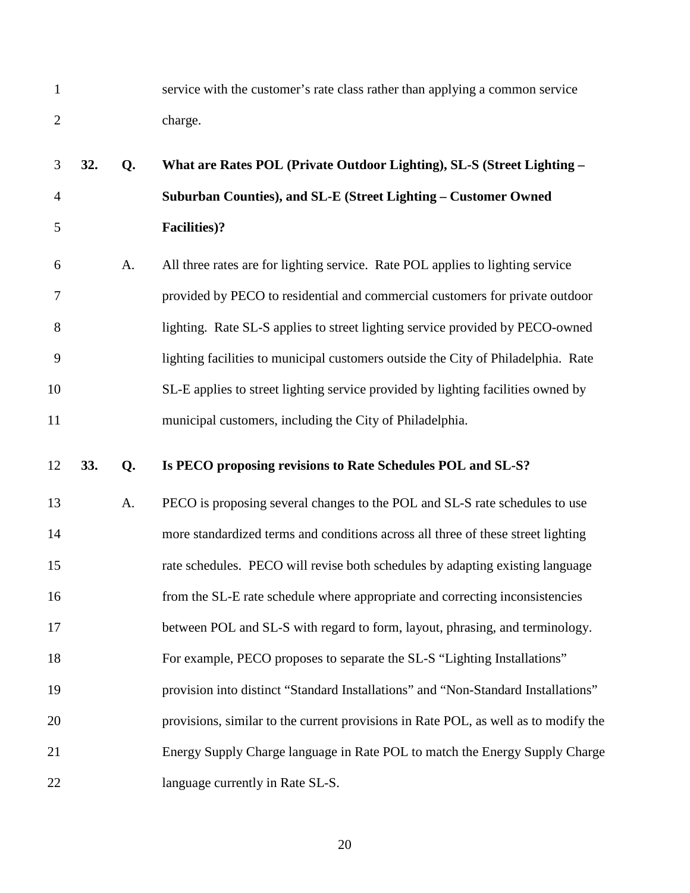service with the customer's rate class rather than applying a common service charge.

**32. Q. What are Rates POL (Private Outdoor Lighting), SL-S (Street Lighting – Suburban Counties), and SL-E (Street Lighting – Customer Owned Facilities)?**

A. All three rates are for lighting service. Rate POL applies to lighting service provided by PECO to residential and commercial customers for private outdoor lighting. Rate SL-S applies to street lighting service provided by PECO-owned lighting facilities to municipal customers outside the City of Philadelphia. Rate SL-E applies to street lighting service provided by lighting facilities owned by municipal customers, including the City of Philadelphia.

**33. Q. Is PECO proposing revisions to Rate Schedules POL and SL-S?**

A. PECO is proposing several changes to the POL and SL-S rate schedules to use more standardized terms and conditions across all three of these street lighting rate schedules. PECO will revise both schedules by adapting existing language from the SL-E rate schedule where appropriate and correcting inconsistencies between POL and SL-S with regard to form, layout, phrasing, and terminology. For example, PECO proposes to separate the SL-S "Lighting Installations" provision into distinct "Standard Installations" and "Non-Standard Installations" provisions, similar to the current provisions in Rate POL, as well as to modify the Energy Supply Charge language in Rate POL to match the Energy Supply Charge language currently in Rate SL-S.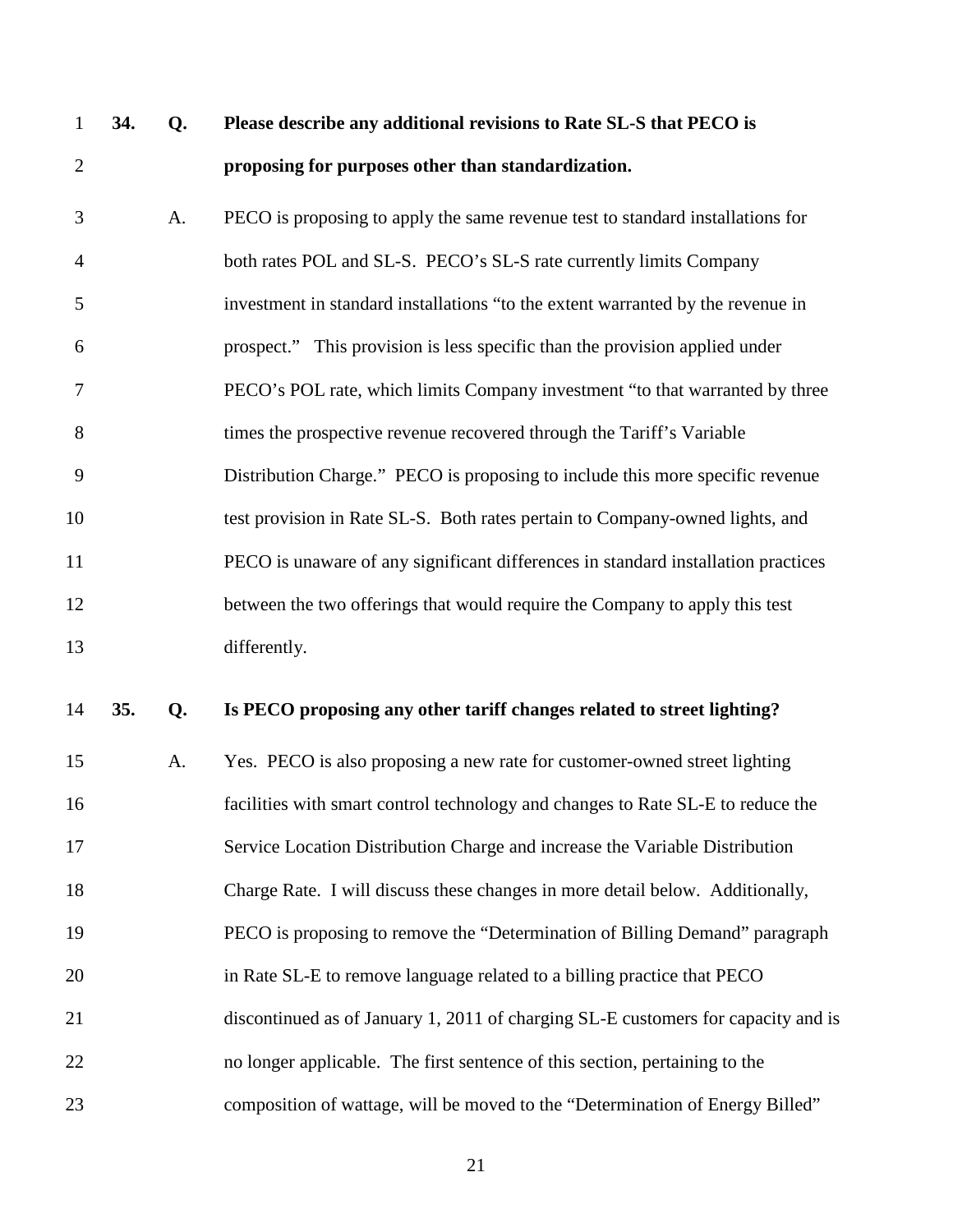**34. Q. Please describe any additional revisions to Rate SL-S that PECO is proposing for purposes other than standardization.**

A. PECO is proposing to apply the same revenue test to standard installations for both rates POL and SL-S. PECO's SL-S rate currently limits Company investment in standard installations "to the extent warranted by the revenue in prospect." This provision is less specific than the provision applied under PECO's POL rate, which limits Company investment "to that warranted by three times the prospective revenue recovered through the Tariff's Variable Distribution Charge." PECO is proposing to include this more specific revenue test provision in Rate SL-S. Both rates pertain to Company-owned lights, and PECO is unaware of any significant differences in standard installation practices between the two offerings that would require the Company to apply this test differently.

**35. Q. Is PECO proposing any other tariff changes related to street lighting?**

A. Yes. PECO is also proposing a new rate for customer-owned street lighting facilities with smart control technology and changes to Rate SL-E to reduce the Service Location Distribution Charge and increase the Variable Distribution Charge Rate. I will discuss these changes in more detail below. Additionally, PECO is proposing to remove the "Determination of Billing Demand" paragraph in Rate SL-E to remove language related to a billing practice that PECO discontinued as of January 1, 2011 of charging SL-E customers for capacity and is no longer applicable. The first sentence of this section, pertaining to the composition of wattage, will be moved to the "Determination of Energy Billed"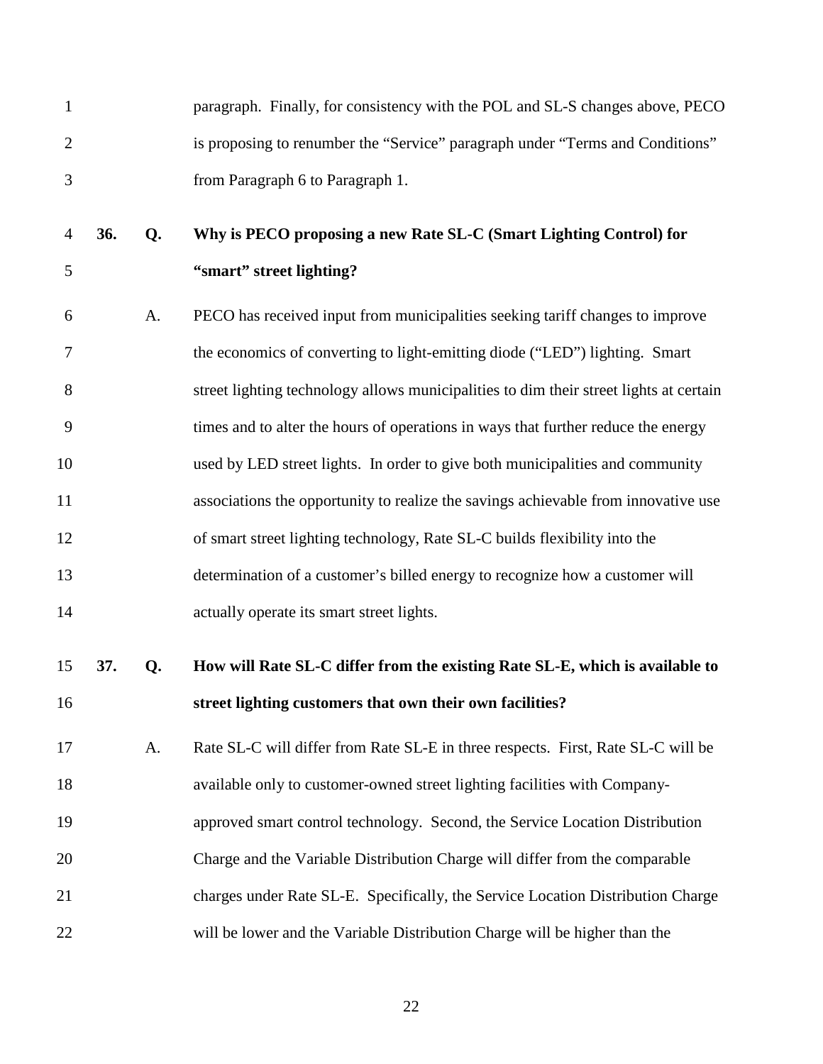paragraph. Finally, for consistency with the POL and SL-S changes above, PECO is proposing to renumber the "Service" paragraph under "Terms and Conditions" from Paragraph 6 to Paragraph 1.

**36. Q. Why is PECO proposing a new Rate SL-C (Smart Lighting Control) for "smart" street lighting?**

A. PECO has received input from municipalities seeking tariff changes to improve the economics of converting to light-emitting diode ("LED") lighting. Smart street lighting technology allows municipalities to dim their street lights at certain times and to alter the hours of operations in ways that further reduce the energy used by LED street lights. In order to give both municipalities and community associations the opportunity to realize the savings achievable from innovative use of smart street lighting technology, Rate SL-C builds flexibility into the determination of a customer's billed energy to recognize how a customer will actually operate its smart street lights.

**37. Q. How will Rate SL-C differ from the existing Rate SL-E, which is available to street lighting customers that own their own facilities?**

A. Rate SL-C will differ from Rate SL-E in three respects. First, Rate SL-C will be available only to customer-owned street lighting facilities with Company-approved smart control technology. Second, the Service Location Distribution Charge and the Variable Distribution Charge will differ from the comparable charges under Rate SL-E. Specifically, the Service Location Distribution Charge will be lower and the Variable Distribution Charge will be higher than the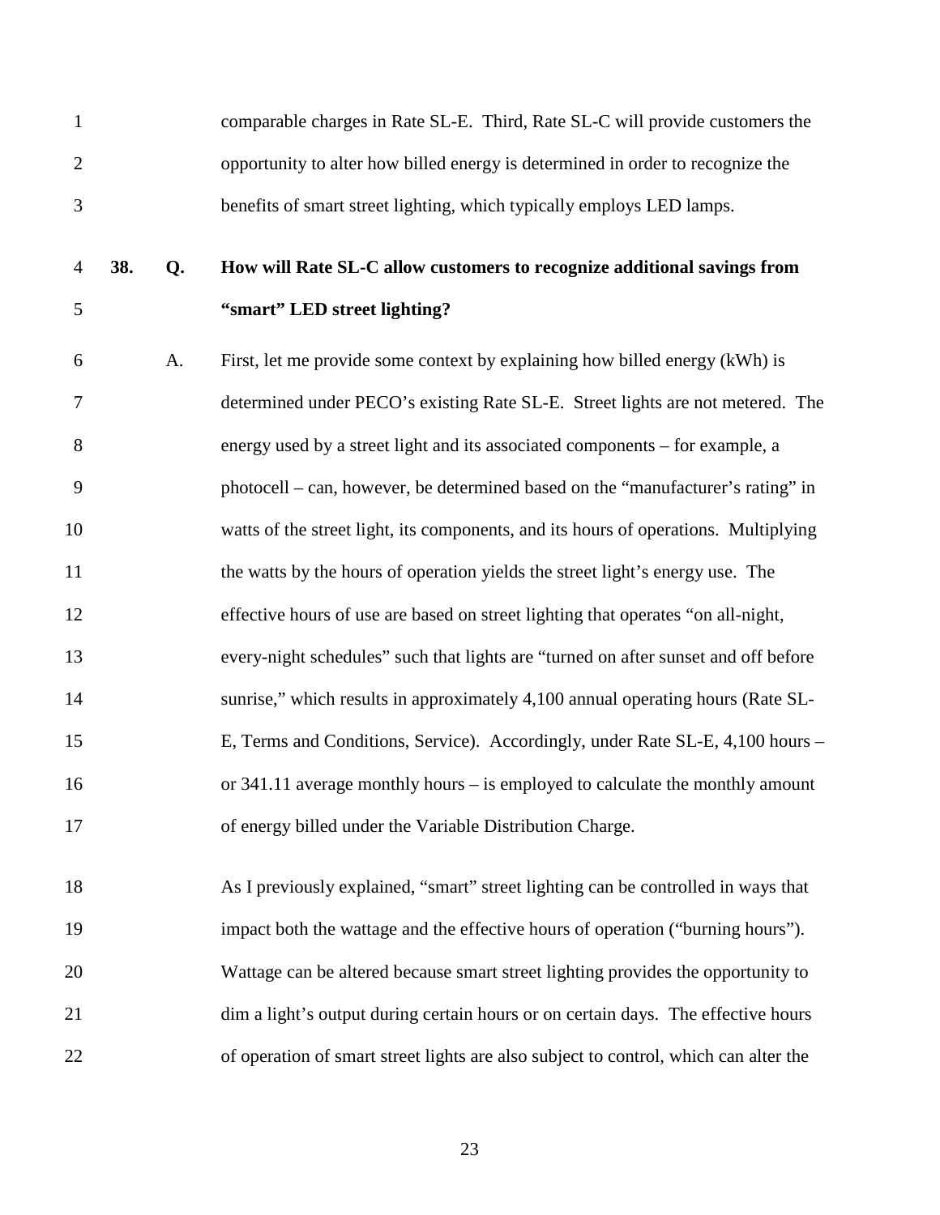comparable charges in Rate SL-E. Third, Rate SL-C will provide customers the opportunity to alter how billed energy is determined in order to recognize the benefits of smart street lighting, which typically employs LED lamps.

**38. Q. How will Rate SL-C allow customers to recognize additional savings from "smart" LED street lighting?**

A. First, let me provide some context by explaining how billed energy (kWh) is determined under PECO's existing Rate SL-E. Street lights are not metered. The energy used by a street light and its associated components – for example, a photocell – can, however, be determined based on the "manufacturer's rating" in watts of the street light, its components, and its hours of operations. Multiplying the watts by the hours of operation yields the street light's energy use. The effective hours of use are based on street lighting that operates "on all-night, every-night schedules" such that lights are "turned on after sunset and off before sunrise," which results in approximately 4,100 annual operating hours (Rate SL-E, Terms and Conditions, Service). Accordingly, under Rate SL-E, 4,100 hours – or 341.11 average monthly hours – is employed to calculate the monthly amount of energy billed under the Variable Distribution Charge.

As I previously explained, "smart" street lighting can be controlled in ways that impact both the wattage and the effective hours of operation ("burning hours"). Wattage can be altered because smart street lighting provides the opportunity to dim a light's output during certain hours or on certain days. The effective hours of operation of smart street lights are also subject to control, which can alter the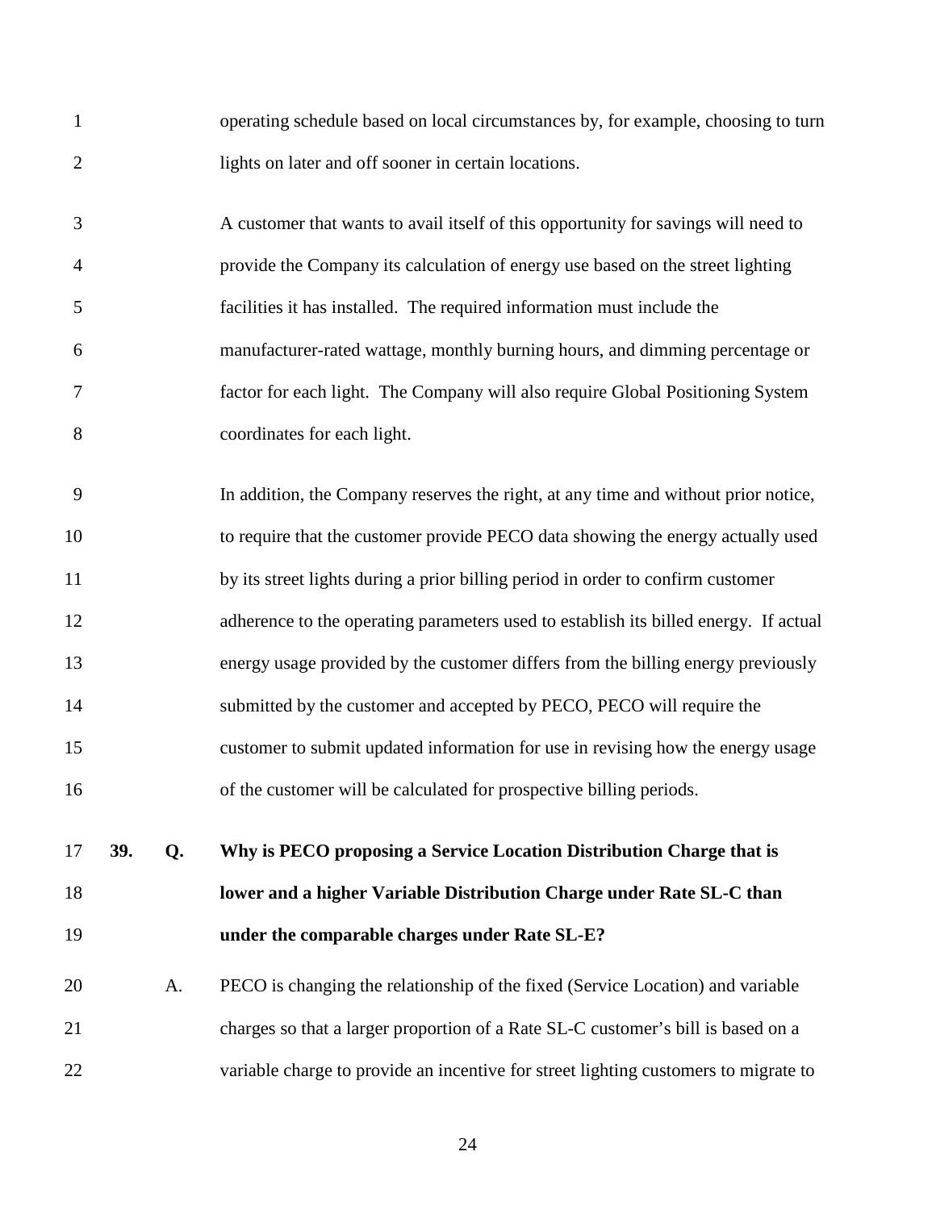operating schedule based on local circumstances by, for example, choosing to turn lights on later and off sooner in certain locations.

A customer that wants to avail itself of this opportunity for savings will need to provide the Company its calculation of energy use based on the street lighting facilities it has installed. The required information must include the manufacturer-rated wattage, monthly burning hours, and dimming percentage or factor for each light. The Company will also require Global Positioning System coordinates for each light.

In addition, the Company reserves the right, at any time and without prior notice, to require that the customer provide PECO data showing the energy actually used by its street lights during a prior billing period in order to confirm customer adherence to the operating parameters used to establish its billed energy. If actual energy usage provided by the customer differs from the billing energy previously submitted by the customer and accepted by PECO, PECO will require the customer to submit updated information for use in revising how the energy usage of the customer will be calculated for prospective billing periods.

**39. Q. Why is PECO proposing a Service Location Distribution Charge that is lower and a higher Variable Distribution Charge under Rate SL-C than under the comparable charges under Rate SL-E?**

A. PECO is changing the relationship of the fixed (Service Location) and variable charges so that a larger proportion of a Rate SL-C customer's bill is based on a variable charge to provide an incentive for street lighting customers to migrate to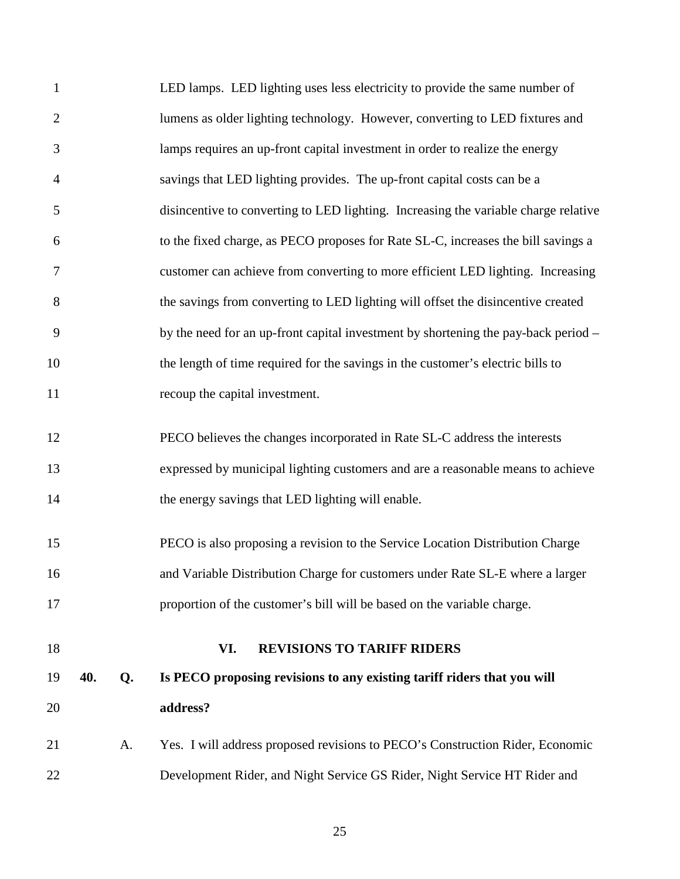LED lamps. LED lighting uses less electricity to provide the same number of lumens as older lighting technology. However, converting to LED fixtures and lamps requires an up-front capital investment in order to realize the energy savings that LED lighting provides. The up-front capital costs can be a disincentive to converting to LED lighting. Increasing the variable charge relative to the fixed charge, as PECO proposes for Rate SL-C, increases the bill savings a customer can achieve from converting to more efficient LED lighting. Increasing the savings from converting to LED lighting will offset the disincentive created by the need for an up-front capital investment by shortening the pay-back period – the length of time required for the savings in the customer's electric bills to recoup the capital investment.

PECO believes the changes incorporated in Rate SL-C address the interests expressed by municipal lighting customers and are a reasonable means to achieve the energy savings that LED lighting will enable.

PECO is also proposing a revision to the Service Location Distribution Charge and Variable Distribution Charge for customers under Rate SL-E where a larger proportion of the customer's bill will be based on the variable charge.

## VI. REVISIONS TO TARIFF RIDERS

**40. Q. Is PECO proposing revisions to any existing tariff riders that you will address?**

A. Yes. I will address proposed revisions to PECO's Construction Rider, Economic Development Rider, and Night Service GS Rider, Night Service HT Rider and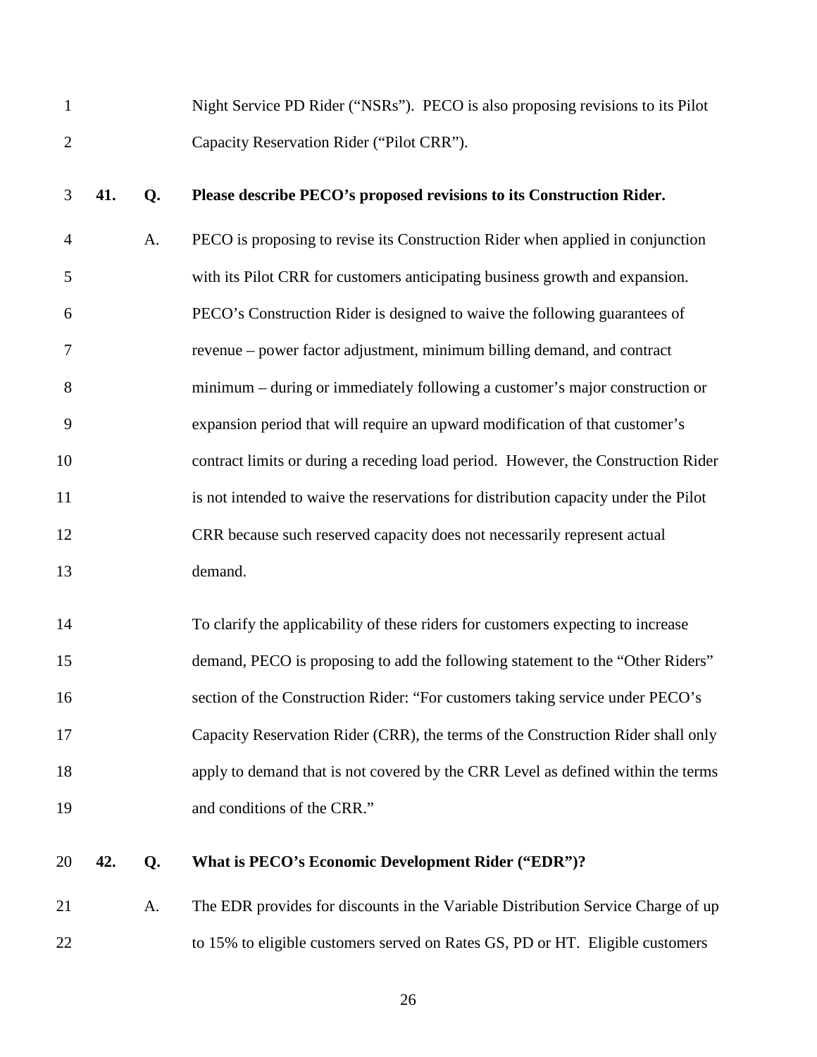Night Service PD Rider ("NSRs"). PECO is also proposing revisions to its Pilot Capacity Reservation Rider ("Pilot CRR").

**41. Q. Please describe PECO's proposed revisions to its Construction Rider.**

A. PECO is proposing to revise its Construction Rider when applied in conjunction with its Pilot CRR for customers anticipating business growth and expansion. PECO's Construction Rider is designed to waive the following guarantees of revenue – power factor adjustment, minimum billing demand, and contract minimum – during or immediately following a customer's major construction or expansion period that will require an upward modification of that customer's contract limits or during a receding load period. However, the Construction Rider is not intended to waive the reservations for distribution capacity under the Pilot CRR because such reserved capacity does not necessarily represent actual demand.

To clarify the applicability of these riders for customers expecting to increase demand, PECO is proposing to add the following statement to the "Other Riders" section of the Construction Rider: "For customers taking service under PECO's Capacity Reservation Rider (CRR), the terms of the Construction Rider shall only apply to demand that is not covered by the CRR Level as defined within the terms and conditions of the CRR."

**42. Q. What is PECO's Economic Development Rider ("EDR")?**

A. The EDR provides for discounts in the Variable Distribution Service Charge of up to 15% to eligible customers served on Rates GS, PD or HT. Eligible customers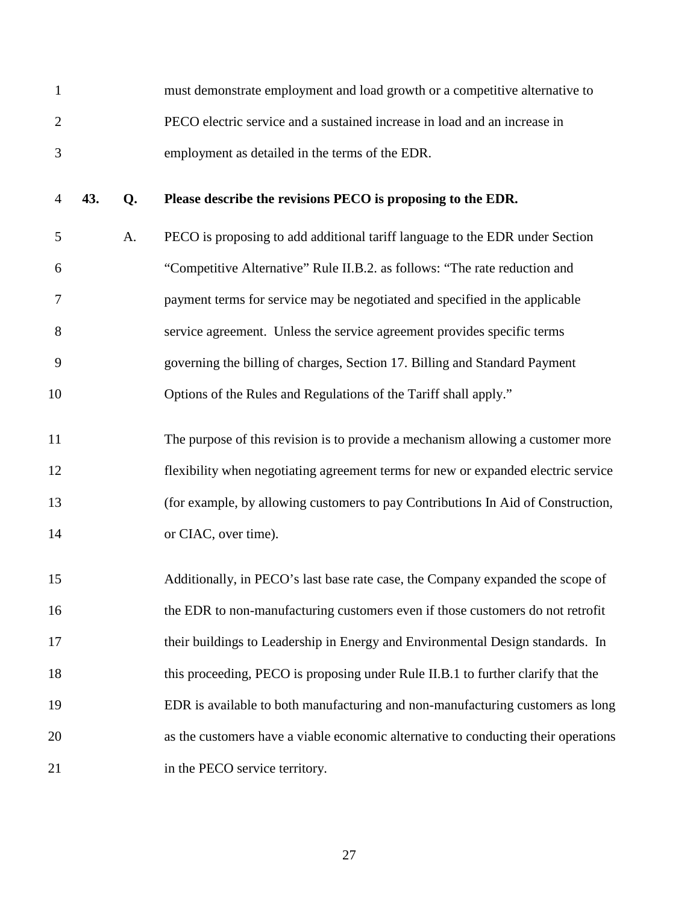must demonstrate employment and load growth or a competitive alternative to PECO electric service and a sustained increase in load and an increase in employment as detailed in the terms of the EDR.

**43. Q. Please describe the revisions PECO is proposing to the EDR.**

A. PECO is proposing to add additional tariff language to the EDR under Section "Competitive Alternative" Rule II.B.2. as follows: "The rate reduction and payment terms for service may be negotiated and specified in the applicable service agreement. Unless the service agreement provides specific terms governing the billing of charges, Section 17. Billing and Standard Payment Options of the Rules and Regulations of the Tariff shall apply."

The purpose of this revision is to provide a mechanism allowing a customer more flexibility when negotiating agreement terms for new or expanded electric service (for example, by allowing customers to pay Contributions In Aid of Construction, or CIAC, over time).

Additionally, in PECO's last base rate case, the Company expanded the scope of the EDR to non-manufacturing customers even if those customers do not retrofit their buildings to Leadership in Energy and Environmental Design standards. In this proceeding, PECO is proposing under Rule II.B.1 to further clarify that the EDR is available to both manufacturing and non-manufacturing customers as long as the customers have a viable economic alternative to conducting their operations in the PECO service territory.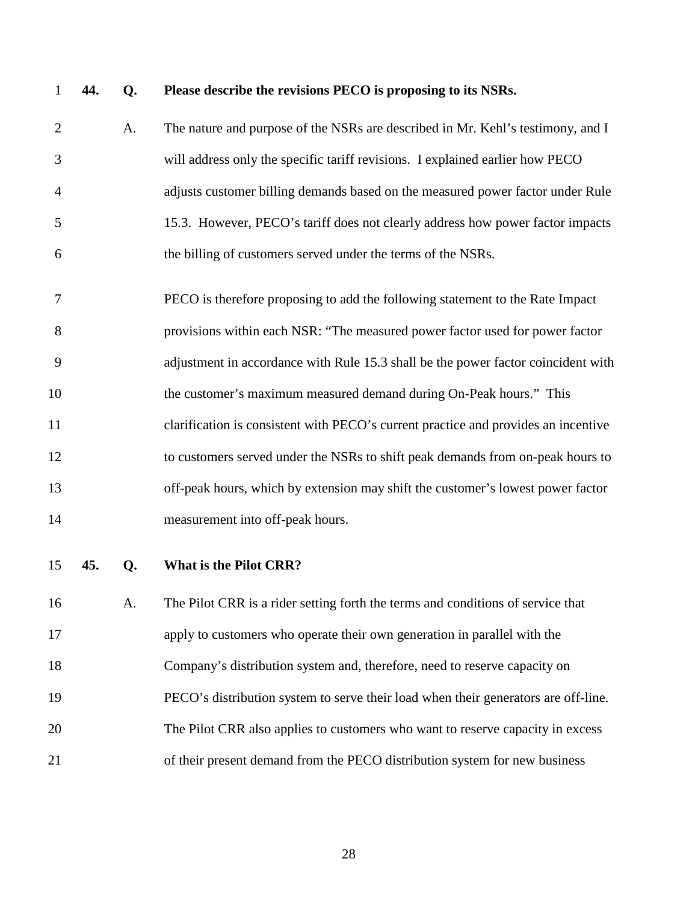**44. Q. Please describe the revisions PECO is proposing to its NSRs.**

A. The nature and purpose of the NSRs are described in Mr. Kehl's testimony, and I will address only the specific tariff revisions. I explained earlier how PECO adjusts customer billing demands based on the measured power factor under Rule 15.3. However, PECO's tariff does not clearly address how power factor impacts the billing of customers served under the terms of the NSRs.

PECO is therefore proposing to add the following statement to the Rate Impact provisions within each NSR: "The measured power factor used for power factor adjustment in accordance with Rule 15.3 shall be the power factor coincident with the customer's maximum measured demand during On-Peak hours." This clarification is consistent with PECO's current practice and provides an incentive to customers served under the NSRs to shift peak demands from on-peak hours to off-peak hours, which by extension may shift the customer's lowest power factor measurement into off-peak hours.

**45. Q. What is the Pilot CRR?**

A. The Pilot CRR is a rider setting forth the terms and conditions of service that apply to customers who operate their own generation in parallel with the Company's distribution system and, therefore, need to reserve capacity on PECO's distribution system to serve their load when their generators are off-line. The Pilot CRR also applies to customers who want to reserve capacity in excess of their present demand from the PECO distribution system for new business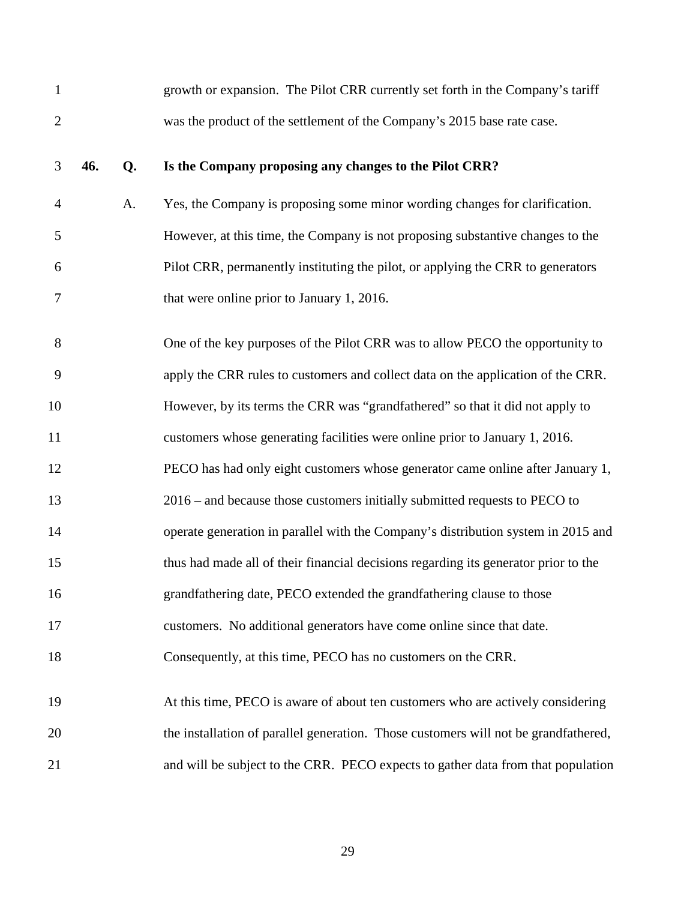growth or expansion. The Pilot CRR currently set forth in the Company's tariff was the product of the settlement of the Company's 2015 base rate case.

**46. Q. Is the Company proposing any changes to the Pilot CRR?**

A. Yes, the Company is proposing some minor wording changes for clarification. However, at this time, the Company is not proposing substantive changes to the Pilot CRR, permanently instituting the pilot, or applying the CRR to generators that were online prior to January 1, 2016.

One of the key purposes of the Pilot CRR was to allow PECO the opportunity to apply the CRR rules to customers and collect data on the application of the CRR. However, by its terms the CRR was "grandfathered" so that it did not apply to customers whose generating facilities were online prior to January 1, 2016. PECO has had only eight customers whose generator came online after January 1, 2016 – and because those customers initially submitted requests to PECO to operate generation in parallel with the Company's distribution system in 2015 and thus had made all of their financial decisions regarding its generator prior to the grandfathering date, PECO extended the grandfathering clause to those customers. No additional generators have come online since that date. Consequently, at this time, PECO has no customers on the CRR.

At this time, PECO is aware of about ten customers who are actively considering the installation of parallel generation. Those customers will not be grandfathered, and will be subject to the CRR. PECO expects to gather data from that population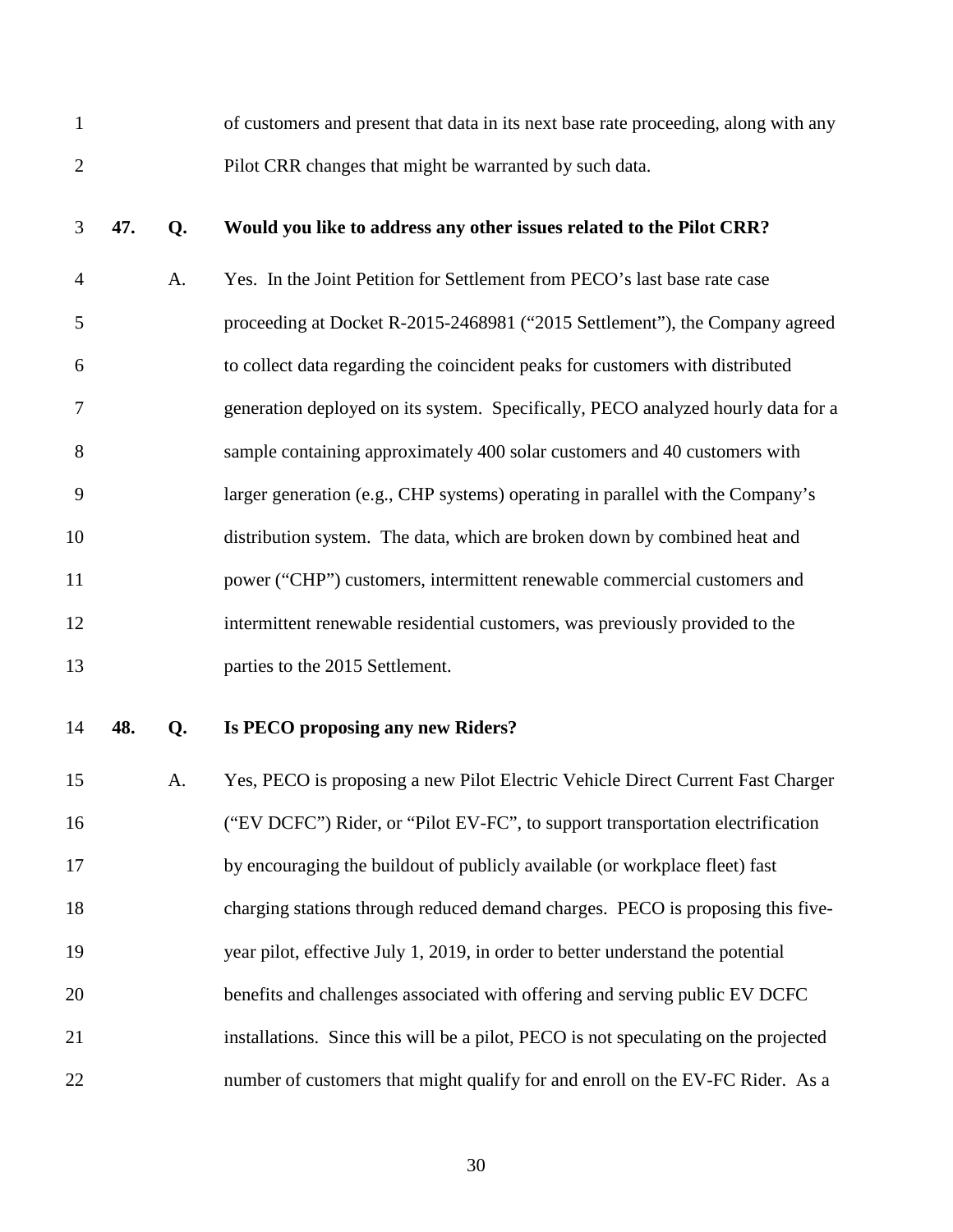of customers and present that data in its next base rate proceeding, along with any Pilot CRR changes that might be warranted by such data.

**47. Q. Would you like to address any other issues related to the Pilot CRR?**

A. Yes. In the Joint Petition for Settlement from PECO's last base rate case proceeding at Docket R-2015-2468981 ("2015 Settlement"), the Company agreed to collect data regarding the coincident peaks for customers with distributed generation deployed on its system. Specifically, PECO analyzed hourly data for a sample containing approximately 400 solar customers and 40 customers with larger generation (e.g., CHP systems) operating in parallel with the Company's distribution system. The data, which are broken down by combined heat and power ("CHP") customers, intermittent renewable commercial customers and intermittent renewable residential customers, was previously provided to the parties to the 2015 Settlement.

**48. Q. Is PECO proposing any new Riders?**

A. Yes, PECO is proposing a new Pilot Electric Vehicle Direct Current Fast Charger ("EV DCFC") Rider, or "Pilot EV-FC", to support transportation electrification by encouraging the buildout of publicly available (or workplace fleet) fast charging stations through reduced demand charges. PECO is proposing this five-year pilot, effective July 1, 2019, in order to better understand the potential benefits and challenges associated with offering and serving public EV DCFC installations. Since this will be a pilot, PECO is not speculating on the projected number of customers that might qualify for and enroll on the EV-FC Rider. As a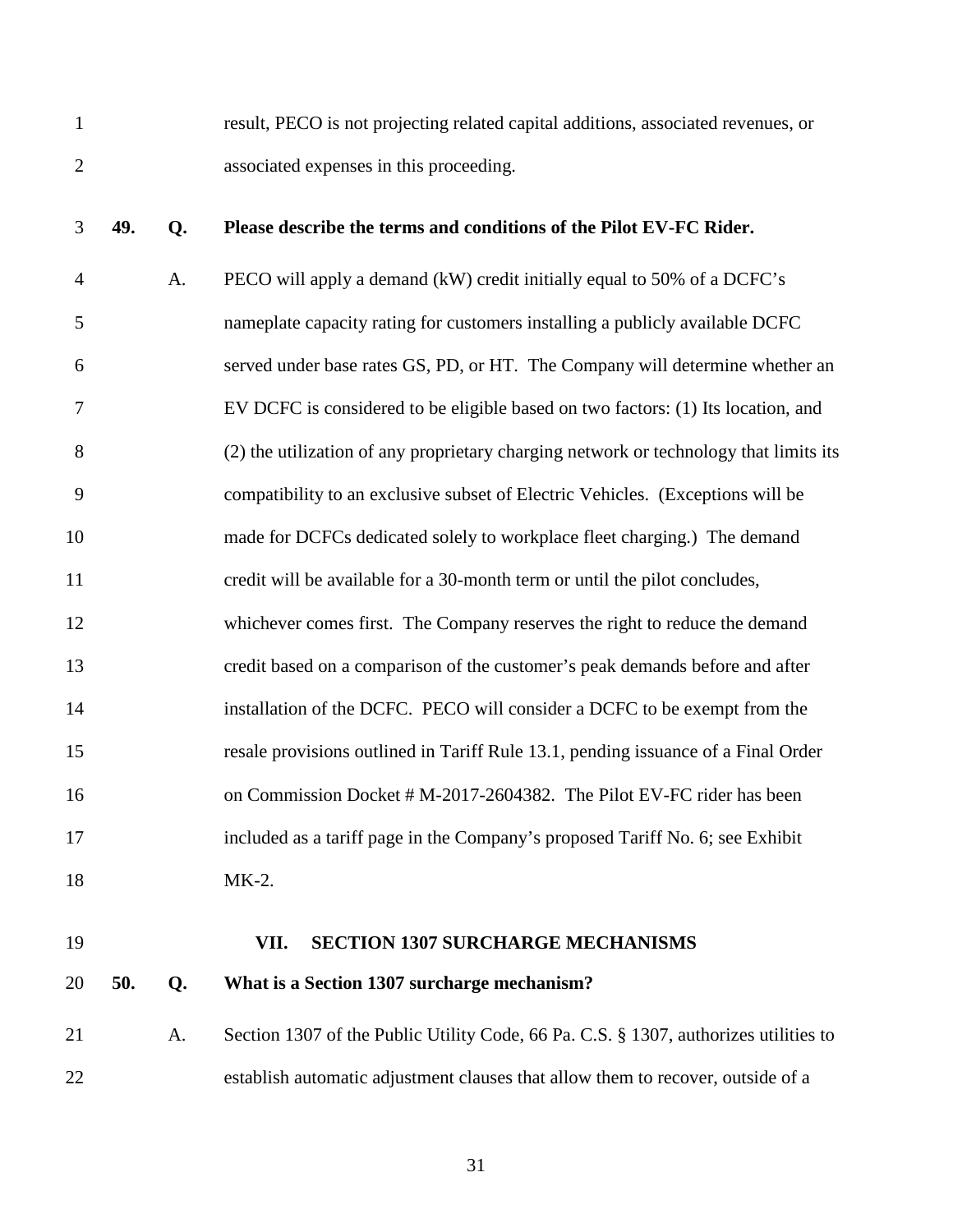result, PECO is not projecting related capital additions, associated revenues, or associated expenses in this proceeding.

**49. Q. Please describe the terms and conditions of the Pilot EV-FC Rider.**

A. PECO will apply a demand (kW) credit initially equal to 50% of a DCFC's nameplate capacity rating for customers installing a publicly available DCFC served under base rates GS, PD, or HT. The Company will determine whether an EV DCFC is considered to be eligible based on two factors: (1) Its location, and (2) the utilization of any proprietary charging network or technology that limits its compatibility to an exclusive subset of Electric Vehicles. (Exceptions will be made for DCFCs dedicated solely to workplace fleet charging.) The demand credit will be available for a 30-month term or until the pilot concludes, whichever comes first. The Company reserves the right to reduce the demand credit based on a comparison of the customer's peak demands before and after installation of the DCFC. PECO will consider a DCFC to be exempt from the resale provisions outlined in Tariff Rule 13.1, pending issuance of a Final Order on Commission Docket # M-2017-2604382. The Pilot EV-FC rider has been included as a tariff page in the Company's proposed Tariff No. 6; see Exhibit MK-2.

## VII. SECTION 1307 SURCHARGE MECHANISMS

**50. Q. What is a Section 1307 surcharge mechanism?**

A. Section 1307 of the Public Utility Code, 66 Pa. C.S. § 1307, authorizes utilities to establish automatic adjustment clauses that allow them to recover, outside of a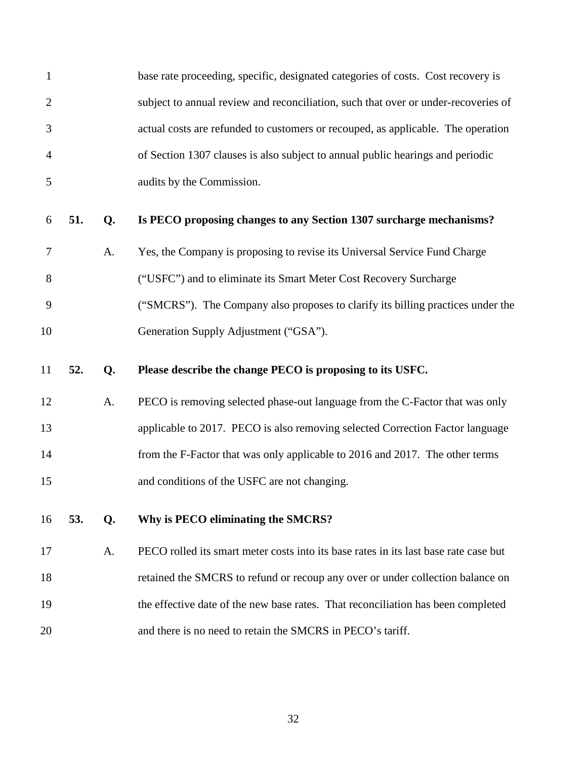base rate proceeding, specific, designated categories of costs. Cost recovery is subject to annual review and reconciliation, such that over or under-recoveries of actual costs are refunded to customers or recouped, as applicable. The operation of Section 1307 clauses is also subject to annual public hearings and periodic audits by the Commission.

**51. Q. Is PECO proposing changes to any Section 1307 surcharge mechanisms?**

A. Yes, the Company is proposing to revise its Universal Service Fund Charge ("USFC") and to eliminate its Smart Meter Cost Recovery Surcharge ("SMCRS"). The Company also proposes to clarify its billing practices under the Generation Supply Adjustment ("GSA").

**52. Q. Please describe the change PECO is proposing to its USFC.**

A. PECO is removing selected phase-out language from the C-Factor that was only applicable to 2017. PECO is also removing selected Correction Factor language from the F-Factor that was only applicable to 2016 and 2017. The other terms and conditions of the USFC are not changing.

**53. Q. Why is PECO eliminating the SMCRS?**

A. PECO rolled its smart meter costs into its base rates in its last base rate case but retained the SMCRS to refund or recoup any over or under collection balance on the effective date of the new base rates. That reconciliation has been completed and there is no need to retain the SMCRS in PECO's tariff.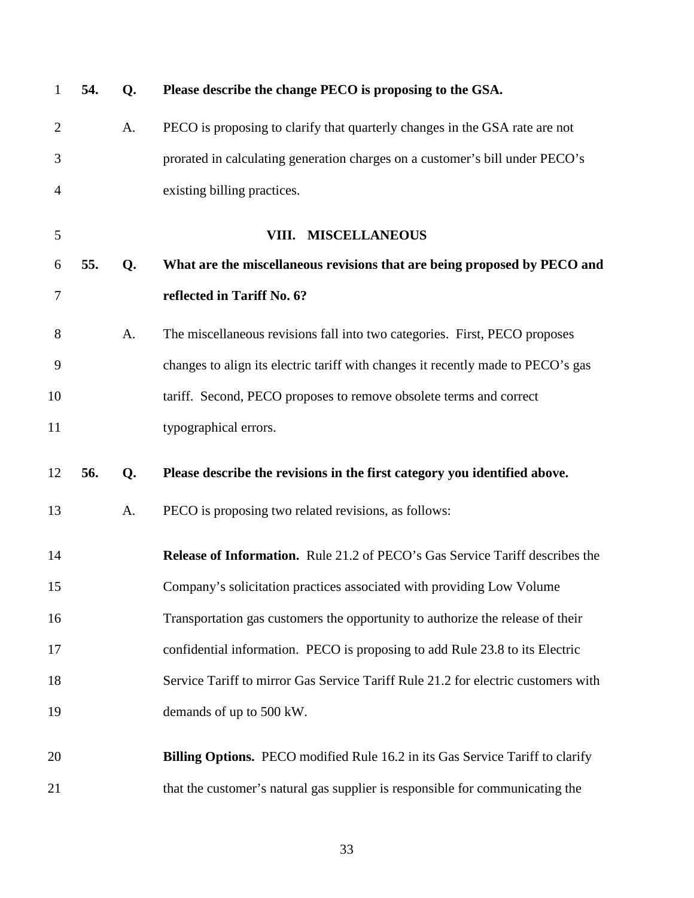**54. Q. Please describe the change PECO is proposing to the GSA.**

A. PECO is proposing to clarify that quarterly changes in the GSA rate are not prorated in calculating generation charges on a customer's bill under PECO's existing billing practices.

## VIII. MISCELLANEOUS

**55. Q. What are the miscellaneous revisions that are being proposed by PECO and reflected in Tariff No. 6?**

A. The miscellaneous revisions fall into two categories. First, PECO proposes changes to align its electric tariff with changes it recently made to PECO's gas tariff. Second, PECO proposes to remove obsolete terms and correct typographical errors.

**56. Q. Please describe the revisions in the first category you identified above.**

A. PECO is proposing two related revisions, as follows:

**Release of Information.** Rule 21.2 of PECO's Gas Service Tariff describes the Company's solicitation practices associated with providing Low Volume Transportation gas customers the opportunity to authorize the release of their confidential information. PECO is proposing to add Rule 23.8 to its Electric Service Tariff to mirror Gas Service Tariff Rule 21.2 for electric customers with demands of up to 500 kW.

**Billing Options.** PECO modified Rule 16.2 in its Gas Service Tariff to clarify that the customer's natural gas supplier is responsible for communicating the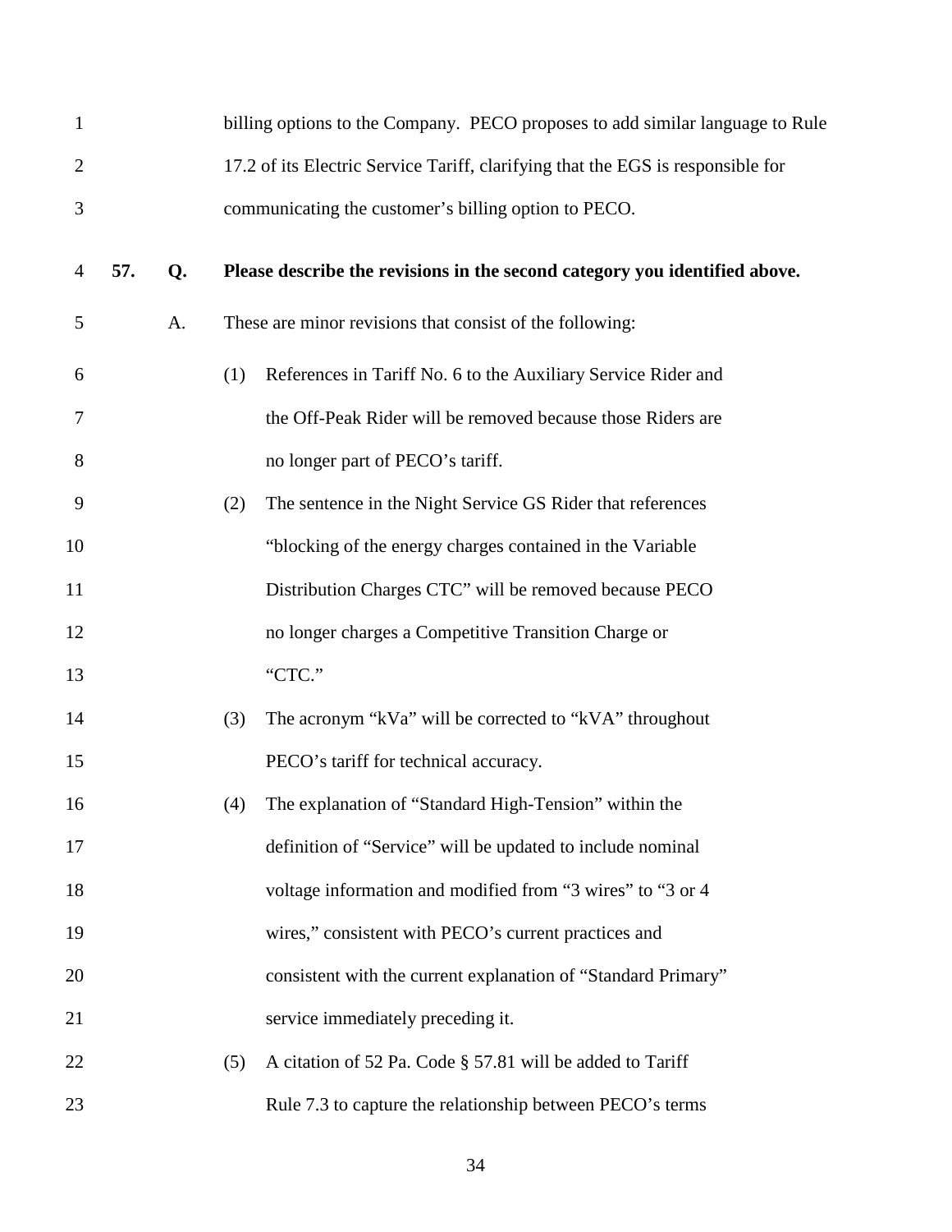billing options to the Company. PECO proposes to add similar language to Rule 17.2 of its Electric Service Tariff, clarifying that the EGS is responsible for communicating the customer's billing option to PECO.

**57. Q. Please describe the revisions in the second category you identified above.**

A. These are minor revisions that consist of the following:

(1) References in Tariff No. 6 to the Auxiliary Service Rider and the Off-Peak Rider will be removed because those Riders are no longer part of PECO's tariff.

(2) The sentence in the Night Service GS Rider that references "blocking of the energy charges contained in the Variable Distribution Charges CTC" will be removed because PECO no longer charges a Competitive Transition Charge or "CTC."

(3) The acronym "kVa" will be corrected to "kVA" throughout PECO's tariff for technical accuracy.

(4) The explanation of "Standard High-Tension" within the definition of "Service" will be updated to include nominal voltage information and modified from "3 wires" to "3 or 4 wires," consistent with PECO's current practices and consistent with the current explanation of "Standard Primary" service immediately preceding it.

(5) A citation of 52 Pa. Code § 57.81 will be added to Tariff Rule 7.3 to capture the relationship between PECO's terms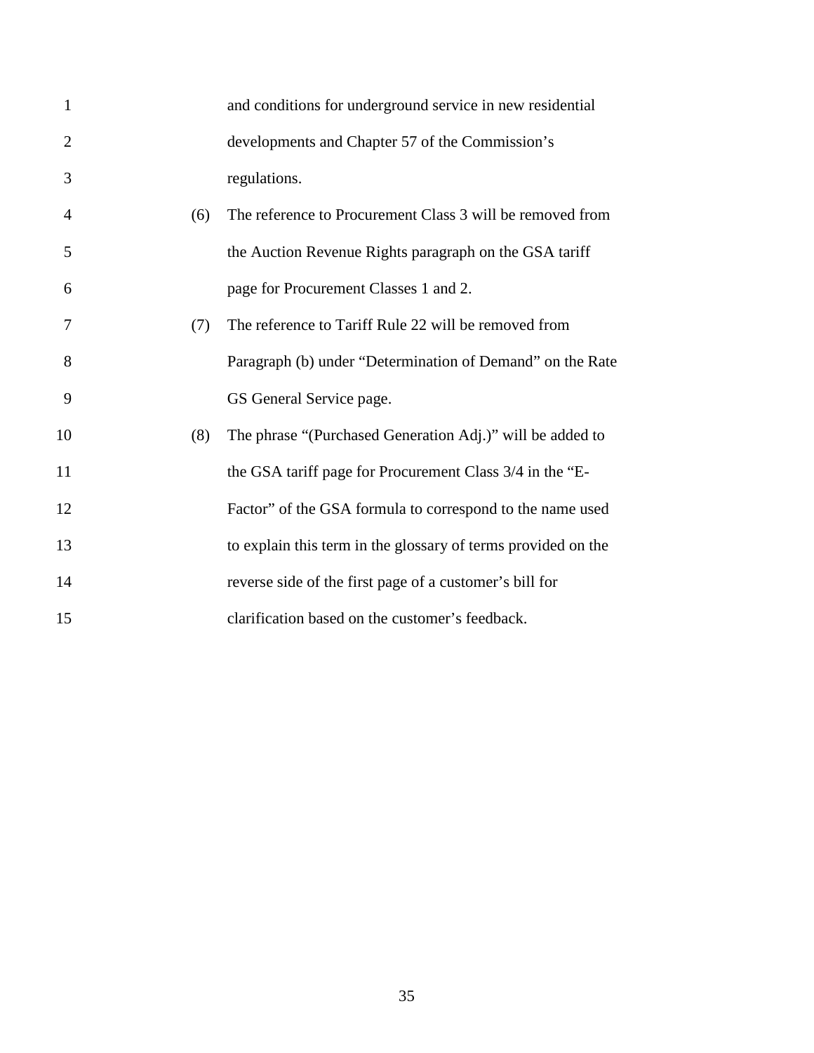and conditions for underground service in new residential developments and Chapter 57 of the Commission's regulations.

(6) The reference to Procurement Class 3 will be removed from the Auction Revenue Rights paragraph on the GSA tariff page for Procurement Classes 1 and 2.

(7) The reference to Tariff Rule 22 will be removed from Paragraph (b) under "Determination of Demand" on the Rate GS General Service page.

(8) The phrase "(Purchased Generation Adj.)" will be added to the GSA tariff page for Procurement Class 3/4 in the "E-Factor" of the GSA formula to correspond to the name used to explain this term in the glossary of terms provided on the reverse side of the first page of a customer's bill for clarification based on the customer's feedback.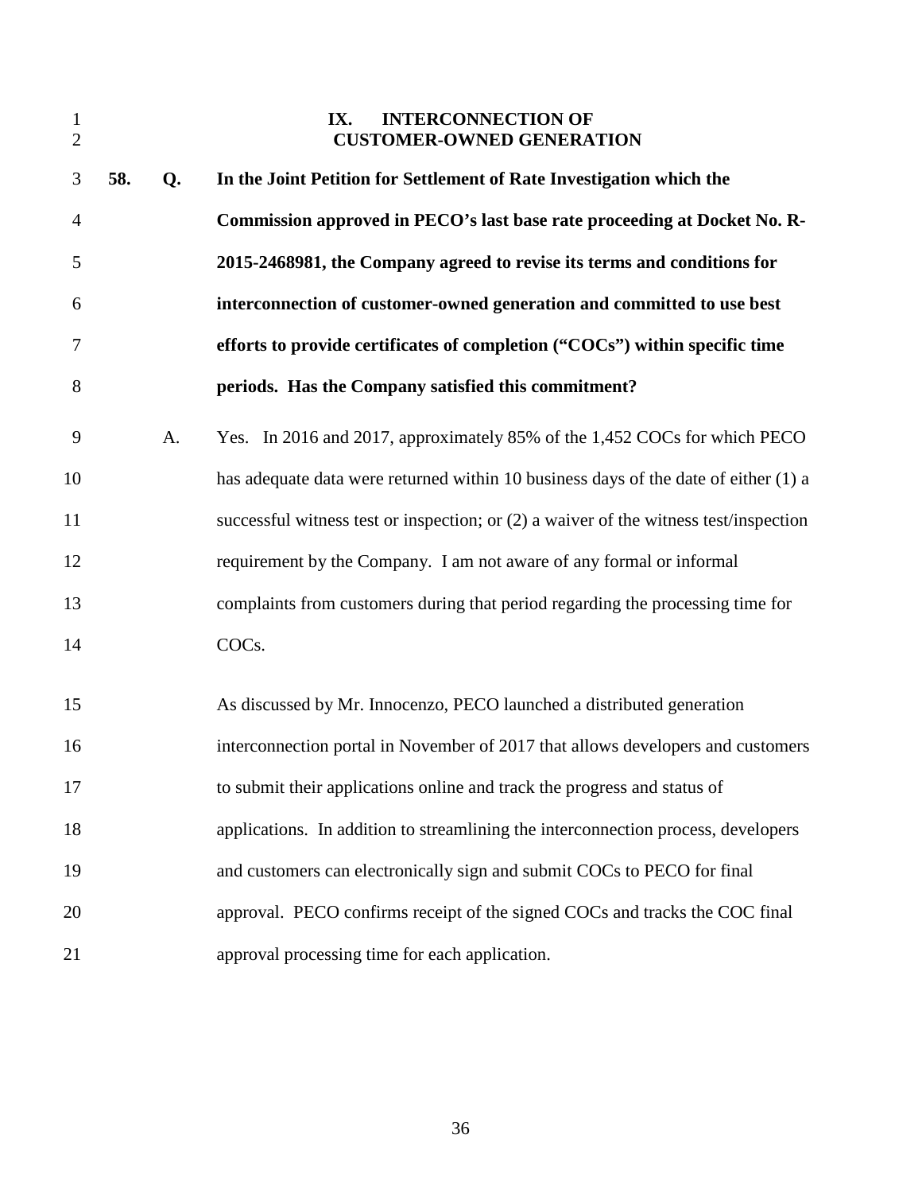## IX. INTERCONNECTION OF CUSTOMER-OWNED GENERATION

**58. Q. In the Joint Petition for Settlement of Rate Investigation which the Commission approved in PECO's last base rate proceeding at Docket No. R-2015-2468981, the Company agreed to revise its terms and conditions for interconnection of customer-owned generation and committed to use best efforts to provide certificates of completion ("COCs") within specific time periods. Has the Company satisfied this commitment?**

A. Yes. In 2016 and 2017, approximately 85% of the 1,452 COCs for which PECO has adequate data were returned within 10 business days of the date of either (1) a successful witness test or inspection; or (2) a waiver of the witness test/inspection requirement by the Company. I am not aware of any formal or informal complaints from customers during that period regarding the processing time for COCs.

As discussed by Mr. Innocenzo, PECO launched a distributed generation interconnection portal in November of 2017 that allows developers and customers to submit their applications online and track the progress and status of applications. In addition to streamlining the interconnection process, developers and customers can electronically sign and submit COCs to PECO for final approval. PECO confirms receipt of the signed COCs and tracks the COC final approval processing time for each application.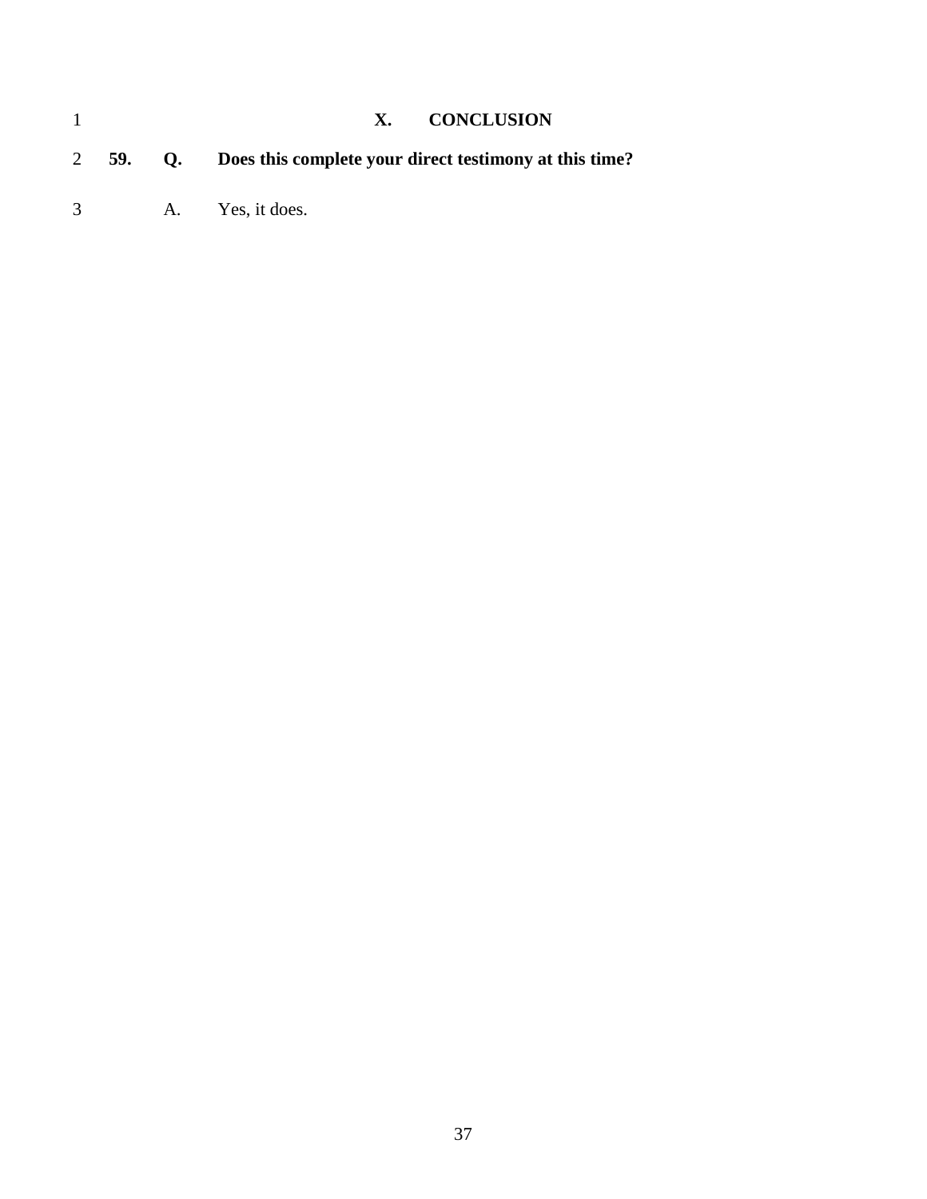## X. CONCLUSION

**59. Q. Does this complete your direct testimony at this time?**

A. Yes, it does.